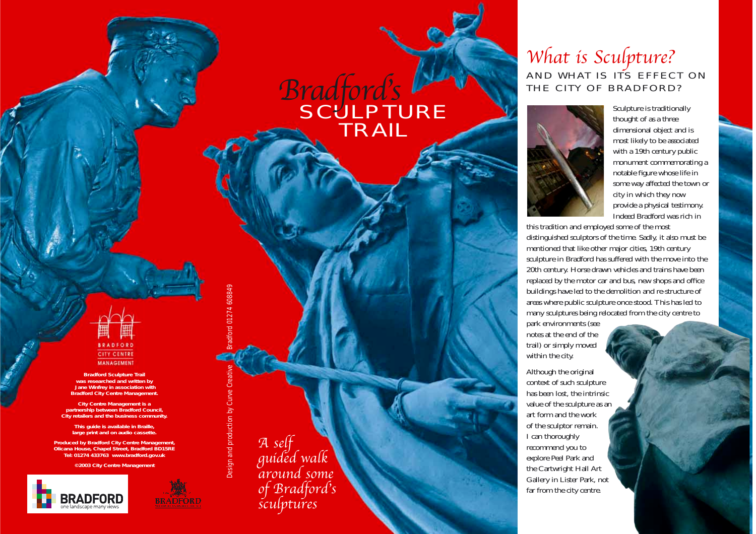# *Bradford's* SCULPTURE TRAIL

*A self guided walk around some of Bradford's sculptures*

BRADFORD CITY CENTRE MANAGEMENT

**Bradford Sculpture Trail was researched and written by Jane Winfrey in association with Bradford City Centre Management.**

**City Centre Management is a partnership between Bradford Council, City retailers and the business community.**

**This guide is available in Braille, large print and on audio cassette.**

**Produced by Bradford City Centre Management, Olicana House, Chapel Street, Bradford BD15RE Tel: 01274 433763 www.bradford.gov.uk**

**©2003 City Centre Management**

BRADFORD one landscape many views

Design and production by Curve Creative Bradford 01274 608849

## *What is Sculpture?*

### AND WHAT IS ITS EFFECT ON THE CITY OF BRADFORD?

Sculpture is traditionally thought of as a three dimensional object and is most likely to be associated with a 19th century public monument commemorating a notable figure whose life in some way affected the town or city in which they now provide a physical testimony. Indeed Bradford was rich in this tradition and employed some of the most distinguished sculptors of the time. Sadly, it also must be mentioned that like other major cities, 19th century sculpture in Bradford has suffered with the move into the 20th century. Horse drawn vehicles and trains have been replaced by the motor car and bus, new shops and office buildings have led to the demolition and re-structure of areas where public sculpture once stood. This has led to many sculptures being relocated from the city centre to park environments (see notes at the end of the trail) or simply moved within the city.

Although the original context of such sculpture has been lost, the intrinsic value of the sculpture as an art form and the work of the sculptor remain. I can thoroughly recommend you to explore Peel Park and the Cartwright Hall Art Gallery in Lister Park, not far from the city centre.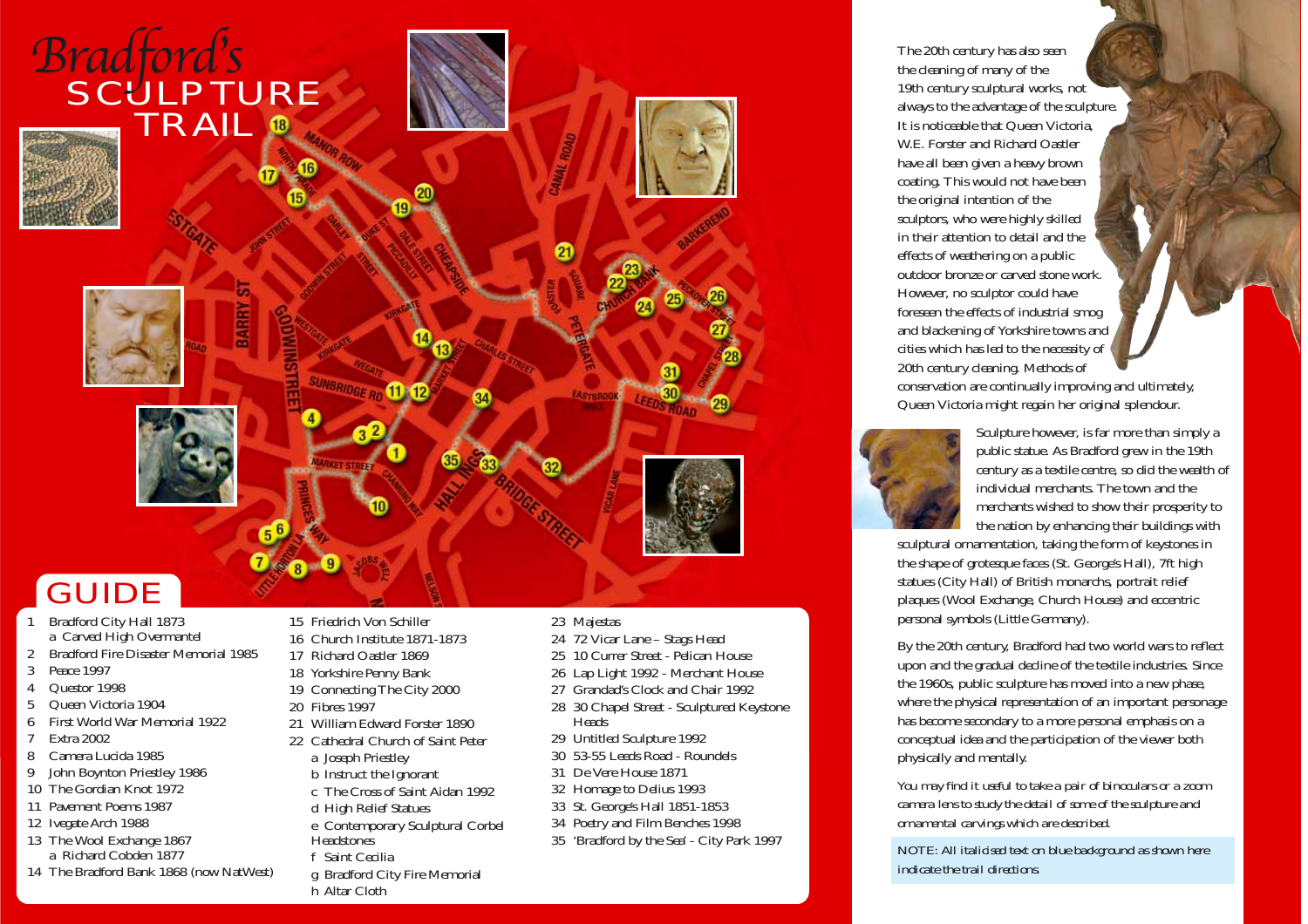# Bradford's SCULPTURE TRAIL

## GUIDE

1 Bradford City Hall 1873
  a Carved High Overmantel
2 Bradford Fire Disaster Memorial 1985
3 Peace 1997
4 Questor 1998
5 Queen Victoria 1904
6 First World War Memorial 1922
7 Extra 2002
8 Camera Lucida 1985
9 John Boynton Priestley 1986
10 The Gordian Knot 1972
11 Pavement Poems 1987
12 Ivegate Arch 1988
13 The Wool Exchange 1867
  a Richard Cobden 1877
14 The Bradford Bank 1868 (now NatWest)
15 Friedrich Von Schiller
16 Church Institute 1871-1873
17 Richard Oastler 1869
18 Yorkshire Penny Bank
19 Connecting The City 2000
20 Fibres 1997
21 William Edward Forster 1890
22 Cathedral Church of Saint Peter
  a Joseph Priestley
  b Instruct the Ignorant
  c The Cross of Saint Aidan 1992
  d High Relief Statues
  e Contemporary Sculptural Corbel Headstones
  f Saint Cecilia
  g Bradford City Fire Memorial
  h Altar Cloth
23 Majestas
24 72 Vicar Lane – Stags Head
25 10 Currer Street - Pelican House
26 Lap Light 1992 - Merchant House
27 Grandad's Clock and Chair 1992
28 30 Chapel Street - Sculptured Keystone Heads
29 Untitled Sculpture 1992
30 53-55 Leeds Road - Roundels
31 De Vere House 1871
32 Homage to Delius 1993
33 St. George's Hall 1851-1853
34 Poetry and Film Benches 1998
35 'Bradford by the Sea' - City Park 1997

The 20th century has also seen the cleaning of many of the 19th century sculptural works, not always to the advantage of the sculpture. It is noticeable that Queen Victoria, W.E. Forster and Richard Oastler have all been given a heavy brown coating. This would not have been the original intention of the sculptors, who were highly skilled in their attention to detail and the effects of weathering on a public outdoor bronze or carved stone work. However, no sculptor could have foreseen the effects of industrial smog and blackening of Yorkshire towns and cities which has led to the necessity of 20th century cleaning. Methods of conservation are continually improving and ultimately, Queen Victoria might regain her original splendour.

Sculpture however, is far more than simply a public statue. As Bradford grew in the 19th century as a textile centre, so did the wealth of individual merchants. The town and the merchants wished to show their prosperity to the nation by enhancing their buildings with sculptural ornamentation, taking the form of keystones in the shape of grotesque faces (St. George's Hall), 7ft high statues (City Hall) of British monarchs, portrait relief plaques (Wool Exchange, Church House) and eccentric personal symbols (Little Germany).

By the 20th century, Bradford had two world wars to reflect upon and the gradual decline of the textile industries. Since the 1960s, public sculpture has moved into a new phase, where the physical representation of an important personage has become secondary to a more personal emphasis on a conceptual idea and the participation of the viewer both physically and mentally.

You may find it useful to take a pair of binoculars or a zoom camera lens to study the detail of some of the sculpture and ornamental carvings which are described.

NOTE: All italicised text on blue background as shown here indicate the trail directions.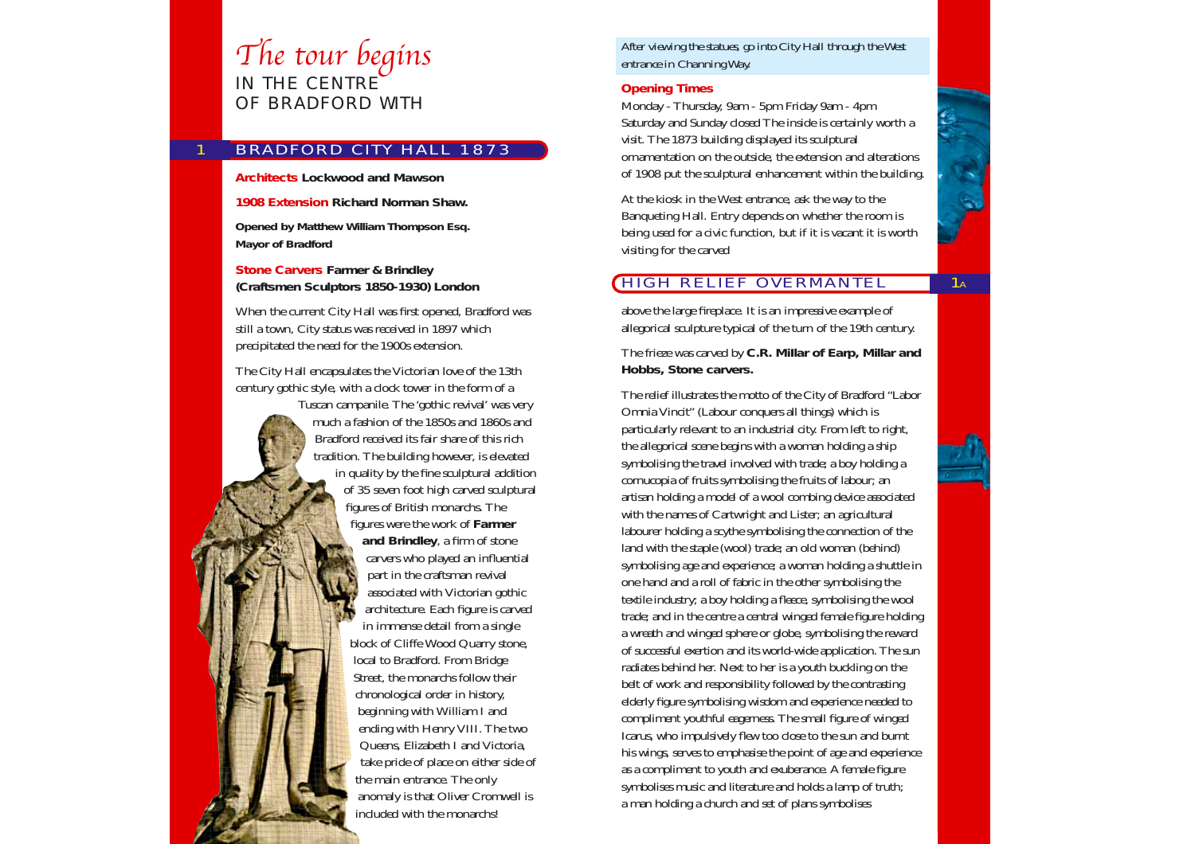# *The tour begins*

IN THE CENTRE OF BRADFORD WITH

## 1 BRADFORD CITY HALL 1873

**Architects Lockwood and Mawson**

**1908 Extension Richard Norman Shaw.**

**Opened by Matthew William Thompson Esq. Mayor of Bradford**

**Stone Carvers Farmer & Brindley (Craftsmen Sculptors 1850-1930) London**

When the current City Hall was first opened, Bradford was still a town, City status was received in 1897 which precipitated the need for the 1900s extension.

The City Hall encapsulates the Victorian love of the 13th century gothic style, with a clock tower in the form of a Tuscan campanile. The 'gothic revival' was very much a fashion of the 1850s and 1860s and Bradford received its fair share of this rich tradition. The building however, is elevated in quality by the fine sculptural addition of 35 seven foot high carved sculptural figures of British monarchs. The figures were the work of **Farmer and Brindley**, a firm of stone carvers who played an influential part in the craftsman revival associated with Victorian gothic architecture. Each figure is carved in immense detail from a single block of Cliffe Wood Quarry stone, local to Bradford. From Bridge Street, the monarchs follow their chronological order in history, beginning with William I and ending with Henry VIII. The two Queens, Elizabeth I and Victoria, take pride of place on either side of the main entrance. The only anomaly is that Oliver Cromwell is included with the monarchs!

*After viewing the statues, go into City Hall through the West entrance in Channing Way.*

**Opening Times**

Monday - Thursday, 9am - 5pm Friday 9am - 4pm Saturday and Sunday closed The inside is certainly worth a visit. The 1873 building displayed its sculptural ornamentation on the outside, the extension and alterations of 1908 put the sculptural enhancement within the building.

At the kiosk in the West entrance, ask the way to the Banqueting Hall. Entry depends on whether the room is being used for a civic function, but if it is vacant it is worth visiting for the carved

## 1A HIGH RELIEF OVERMANTEL

above the large fireplace. It is an impressive example of allegorical sculpture typical of the turn of the 19th century.

The frieze was carved by **C.R. Millar of Earp, Millar and Hobbs, Stone carvers.**

The relief illustrates the motto of the City of Bradford "Labor Omnia Vincit" (Labour conquers all things) which is particularly relevant to an industrial city. From left to right, the allegorical scene begins with a woman holding a ship symbolising the travel involved with trade; a boy holding a cornucopia of fruits symbolising the fruits of labour; an artisan holding a model of a wool combing device associated with the names of Cartwright and Lister; an agricultural labourer holding a scythe symbolising the connection of the land with the staple (wool) trade; an old woman (behind) symbolising age and experience; a woman holding a shuttle in one hand and a roll of fabric in the other symbolising the textile industry; a boy holding a fleece, symbolising the wool trade; and in the centre a central winged female figure holding a wreath and winged sphere or globe, symbolising the reward of successful exertion and its world-wide application. The sun radiates behind her. Next to her is a youth buckling on the belt of work and responsibility followed by the contrasting elderly figure symbolising wisdom and experience needed to compliment youthful eagerness. The small figure of winged Icarus, who impulsively flew too close to the sun and burnt his wings, serves to emphasise the point of age and experience as a compliment to youth and exuberance. A female figure symbolises music and literature and holds a lamp of truth; a man holding a church and set of plans symbolises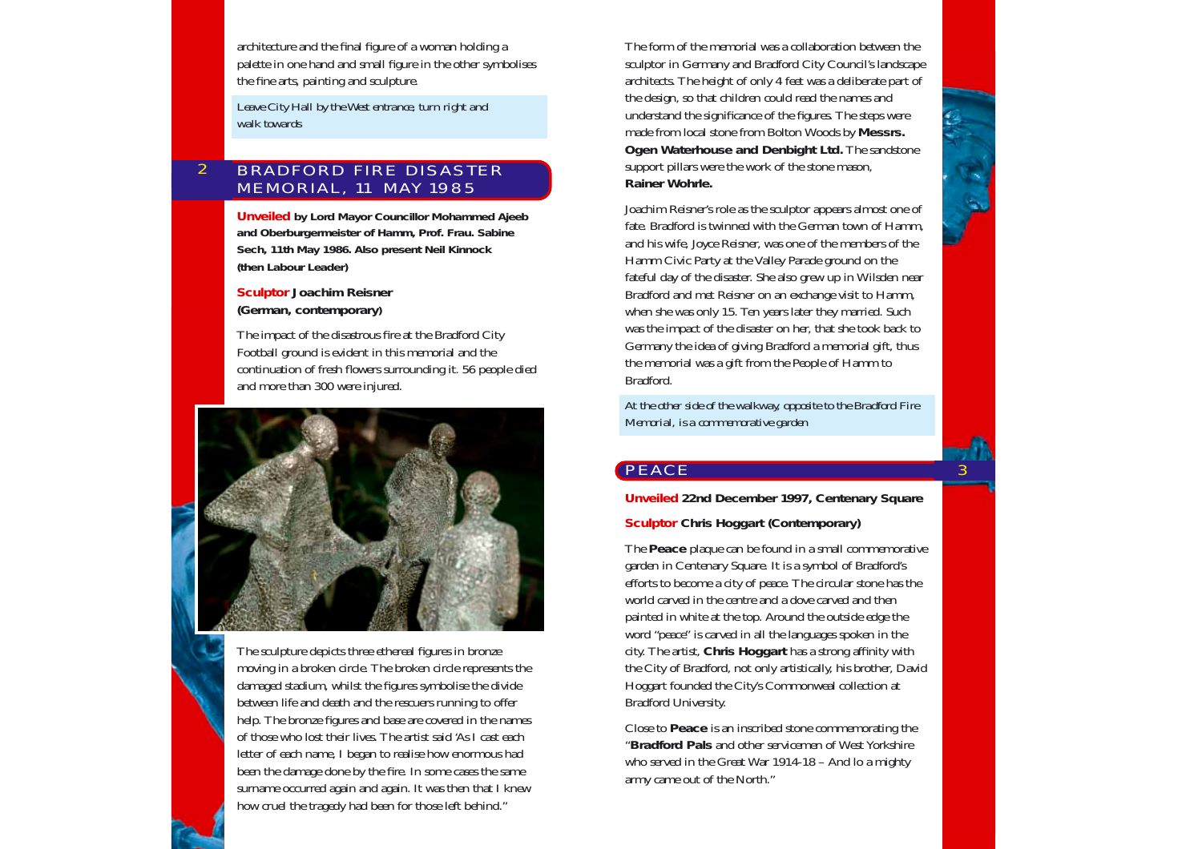architecture and the final figure of a woman holding a palette in one hand and small figure in the other symbolises the fine arts, painting and sculpture.

*Leave City Hall by the West entrance, turn right and walk towards*

## 2 BRADFORD FIRE DISASTER MEMORIAL, 11 MAY 1985

**Unveiled by Lord Mayor Councillor Mohammed Ajeeb and Oberburgermeister of Hamm, Prof. Frau. Sabine Sech, 11th May 1986. Also present Neil Kinnock (then Labour Leader)**

**Sculptor Joachim Reisner (German, contemporary)**

The impact of the disastrous fire at the Bradford City Football ground is evident in this memorial and the continuation of fresh flowers surrounding it. 56 people died and more than 300 were injured.

The sculpture depicts three ethereal figures in bronze moving in a broken circle. The broken circle represents the damaged stadium, whilst the figures symbolise the divide between life and death and the rescuers running to offer help. The bronze figures and base are covered in the names of those who lost their lives. The artist said 'As I cast each letter of each name, I began to realise how enormous had been the damage done by the fire. In some cases the same surname occurred again and again. It was then that I knew how cruel the tragedy had been for those left behind."

The form of the memorial was a collaboration between the sculptor in Germany and Bradford City Council's landscape architects. The height of only 4 feet was a deliberate part of the design, so that children could read the names and understand the significance of the figures. The steps were made from local stone from Bolton Woods by **Messrs. Ogen Waterhouse and Denbight Ltd.** The sandstone support pillars were the work of the stone mason, **Rainer Wohrle.**

Joachim Reisner's role as the sculptor appears almost one of fate. Bradford is twinned with the German town of Hamm, and his wife, Joyce Reisner, was one of the members of the Hamm Civic Party at the Valley Parade ground on the fateful day of the disaster. She also grew up in Wilsden near Bradford and met Reisner on an exchange visit to Hamm, when she was only 15. Ten years later they married. Such was the impact of the disaster on her, that she took back to Germany the idea of giving Bradford a memorial gift, thus the memorial was a gift from the People of Hamm to Bradford.

*At the other side of the walkway, opposite to the Bradford Fire Memorial, is a commemorative garden*

## 3 PEACE

**Unveiled 22nd December 1997, Centenary Square**

**Sculptor Chris Hoggart (Contemporary)**

The **Peace** plaque can be found in a small commemorative garden in Centenary Square. It is a symbol of Bradford's efforts to become a city of peace. The circular stone has the world carved in the centre and a dove carved and then painted in white at the top. Around the outside edge the word "peace" is carved in all the languages spoken in the city. The artist, **Chris Hoggart** has a strong affinity with the City of Bradford, not only artistically, his brother, David Hoggart founded the City's Commonweal collection at Bradford University.

Close to **Peace** is an inscribed stone commemorating the "**Bradford Pals** and other servicemen of West Yorkshire who served in the Great War 1914-18 – And lo a mighty army came out of the North."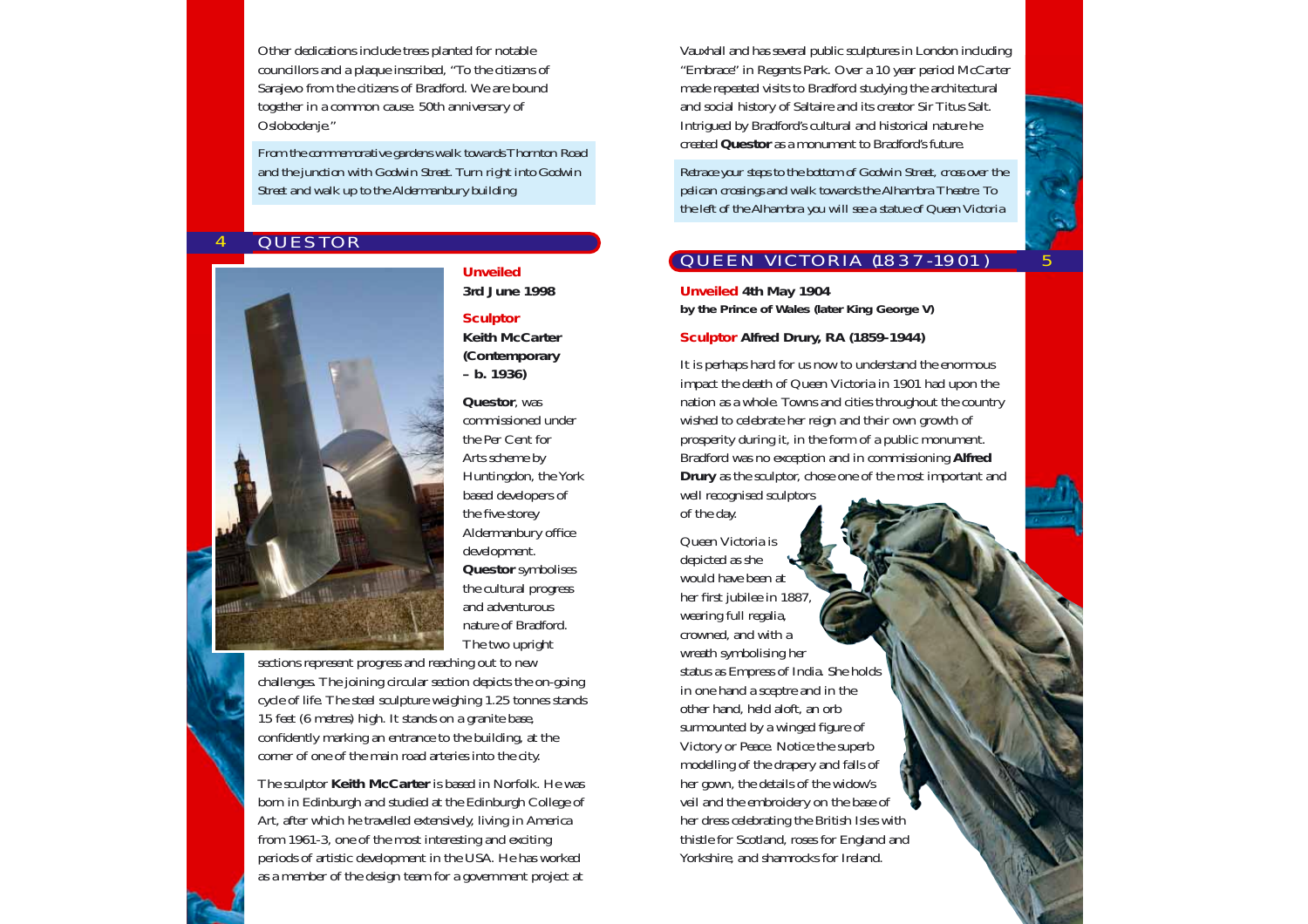Other dedications include trees planted for notable councillors and a plaque inscribed, "To the citizens of Sarajevo from the citizens of Bradford. We are bound together in a common cause. 50th anniversary of Oslobodenje."

*From the commemorative gardens walk towards Thornton Road and the junction with Godwin Street. Turn right into Godwin Street and walk up to the Aldermanbury building*

## 4 QUESTOR

**Unveiled**
**3rd June 1998**

**Sculptor**
**Keith McCarter (Contemporary – b. 1936)**

**Questor**, was commissioned under the Per Cent for Arts scheme by Huntingdon, the York based developers of the five-storey Aldermanbury office development. **Questor** symbolises the cultural progress and adventurous nature of Bradford. The two upright sections represent progress and reaching out to new challenges. The joining circular section depicts the on-going cycle of life. The steel sculpture weighing 1.25 tonnes stands 15 feet (6 metres) high. It stands on a granite base, confidently marking an entrance to the building, at the corner of one of the main road arteries into the city.

The sculptor **Keith McCarter** is based in Norfolk. He was born in Edinburgh and studied at the Edinburgh College of Art, after which he travelled extensively, living in America from 1961-3, one of the most interesting and exciting periods of artistic development in the USA. He has worked as a member of the design team for a government project at Vauxhall and has several public sculptures in London including "Embrace" in Regents Park. Over a 10 year period McCarter made repeated visits to Bradford studying the architectural and social history of Saltaire and its creator Sir Titus Salt. Intrigued by Bradford's cultural and historical nature he created **Questor** as a monument to Bradford's future.

*Retrace your steps to the bottom of Godwin Street, cross over the pelican crossings and walk towards the Alhambra Theatre. To the left of the Alhambra you will see a statue of Queen Victoria*

## 5 QUEEN VICTORIA (1837-1901)

**Unveiled 4th May 1904**
**by the Prince of Wales (later King George V)**

**Sculptor Alfred Drury, RA (1859-1944)**

It is perhaps hard for us now to understand the enormous impact the death of Queen Victoria in 1901 had upon the nation as a whole. Towns and cities throughout the country wished to celebrate her reign and their own growth of prosperity during it, in the form of a public monument. Bradford was no exception and in commissioning **Alfred Drury** as the sculptor, chose one of the most important and well recognised sculptors of the day.

Queen Victoria is depicted as she would have been at her first jubilee in 1887, wearing full regalia, crowned, and with a wreath symbolising her status as Empress of India. She holds in one hand a sceptre and in the other hand, held aloft, an orb surmounted by a winged figure of Victory or Peace. Notice the superb modelling of the drapery and falls of her gown, the details of the widow's veil and the embroidery on the base of her dress celebrating the British Isles with thistle for Scotland, roses for England and Yorkshire, and shamrocks for Ireland.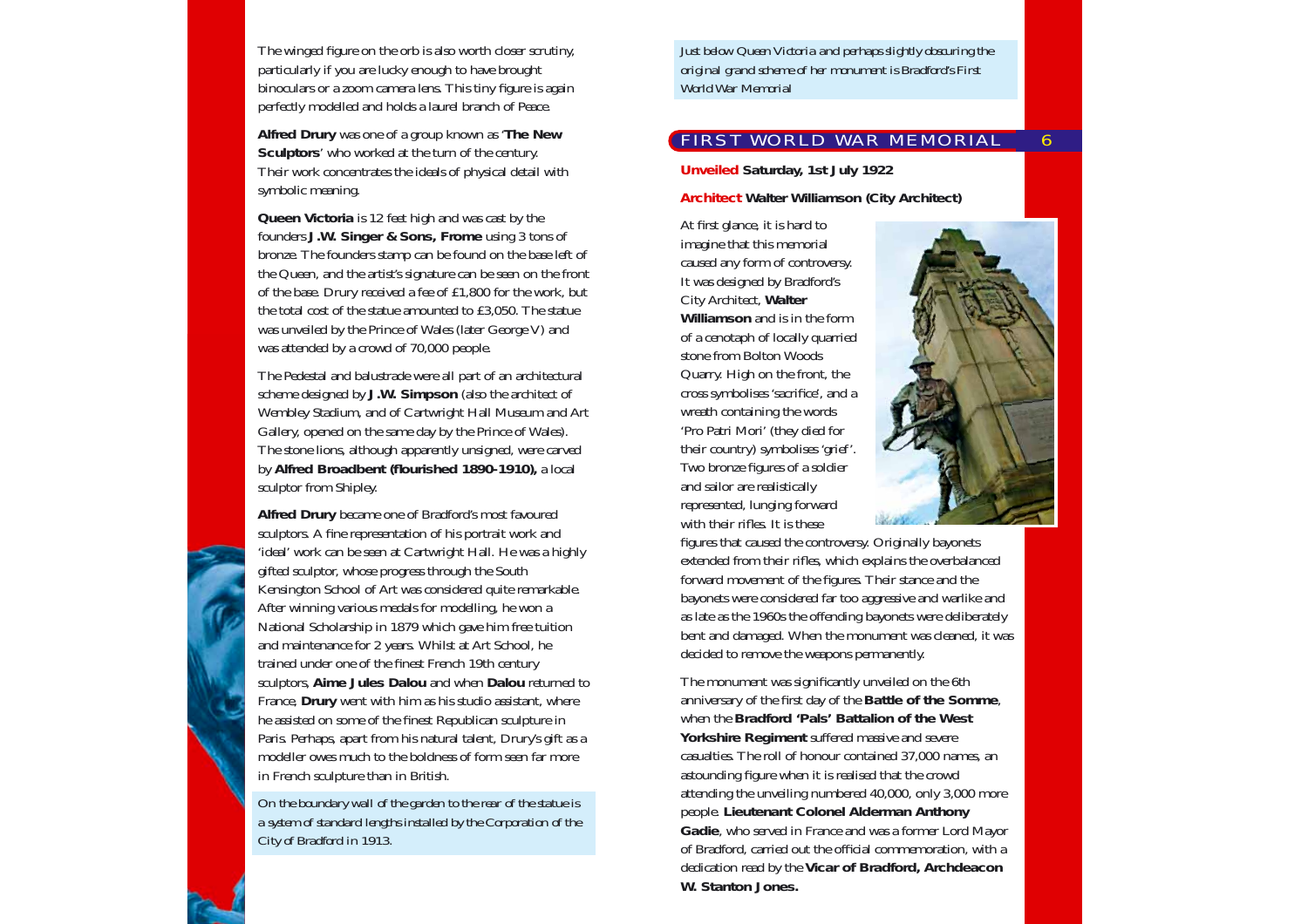The winged figure on the orb is also worth closer scrutiny, particularly if you are lucky enough to have brought binoculars or a zoom camera lens. This tiny figure is again perfectly modelled and holds a laurel branch of Peace.

**Alfred Drury** was one of a group known as '**The New Sculptors**' who worked at the turn of the century. Their work concentrates the ideals of physical detail with symbolic meaning.

**Queen Victoria** is 12 feet high and was cast by the founders **J.W. Singer & Sons, Frome** using 3 tons of bronze. The founders stamp can be found on the base left of the Queen, and the artist's signature can be seen on the front of the base. Drury received a fee of £1,800 for the work, but the total cost of the statue amounted to £3,050. The statue was unveiled by the Prince of Wales (later George V) and was attended by a crowd of 70,000 people.

The Pedestal and balustrade were all part of an architectural scheme designed by **J.W. Simpson** (also the architect of Wembley Stadium, and of Cartwright Hall Museum and Art Gallery, opened on the same day by the Prince of Wales). The stone lions, although apparently unsigned, were carved by **Alfred Broadbent (flourished 1890-1910),** a local sculptor from Shipley.

**Alfred Drury** became one of Bradford's most favoured sculptors. A fine representation of his portrait work and 'ideal' work can be seen at Cartwright Hall. He was a highly gifted sculptor, whose progress through the South Kensington School of Art was considered quite remarkable. After winning various medals for modelling, he won a National Scholarship in 1879 which gave him free tuition and maintenance for 2 years. Whilst at Art School, he trained under one of the finest French 19th century sculptors, **Aime Jules Dalou** and when **Dalou** returned to France, **Drury** went with him as his studio assistant, where he assisted on some of the finest Republican sculpture in Paris. Perhaps, apart from his natural talent, Drury's gift as a modeller owes much to the boldness of form seen far more in French sculpture than in British.

On the boundary wall of the garden to the rear of the statue is a system of standard lengths installed by the Corporation of the City of Bradford in 1913.

*Just below Queen Victoria and perhaps slightly obscuring the original grand scheme of her monument is Bradford's First World War Memorial*

## FIRST WORLD WAR MEMORIAL

**Unveiled Saturday, 1st July 1922**

**Architect Walter Williamson (City Architect)**

At first glance, it is hard to imagine that this memorial caused any form of controversy. It was designed by Bradford's City Architect, **Walter Williamson** and is in the form of a cenotaph of locally quarried stone from Bolton Woods Quarry. High on the front, the cross symbolises 'sacrifice', and a wreath containing the words 'Pro Patri Mori' (they died for their country) symbolises 'grief'. Two bronze figures of a soldier and sailor are realistically represented, lunging forward with their rifles. It is these figures that caused the controversy. Originally bayonets extended from their rifles, which explains the overbalanced forward movement of the figures. Their stance and the bayonets were considered far too aggressive and warlike and as late as the 1960s the offending bayonets were deliberately bent and damaged. When the monument was cleaned, it was decided to remove the weapons permanently.

The monument was significantly unveiled on the 6th anniversary of the first day of the **Battle of the Somme**, when the **Bradford 'Pals' Battalion of the West Yorkshire Regiment** suffered massive and severe casualties. The roll of honour contained 37,000 names, an astounding figure when it is realised that the crowd attending the unveiling numbered 40,000, only 3,000 more people. **Lieutenant Colonel Alderman Anthony Gadie**, who served in France and was a former Lord Mayor of Bradford, carried out the official commemoration, with a dedication read by the **Vicar of Bradford, Archdeacon W. Stanton Jones.**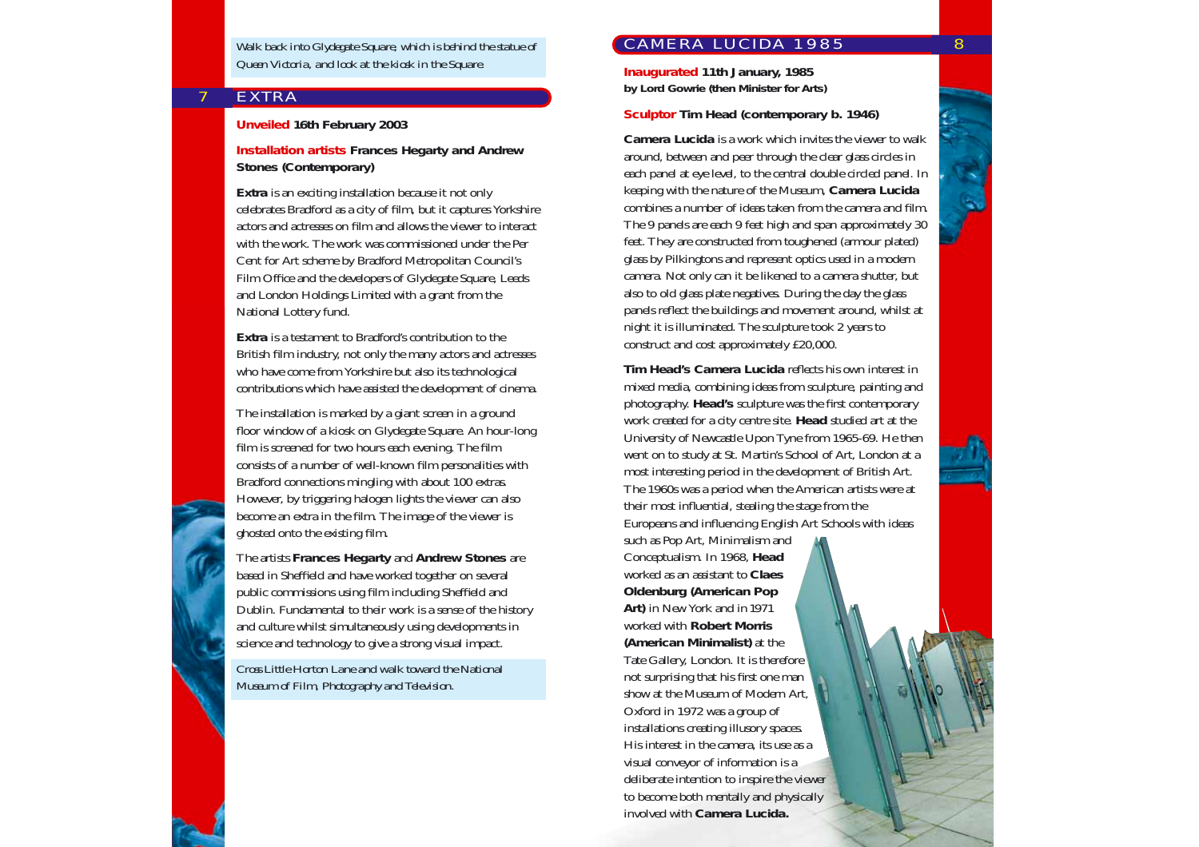*Walk back into Glydegate Square, which is behind the statue of Queen Victoria, and look at the kiosk in the Square*

## 7 EXTRA

**Unveiled 16th February 2003**

**Installation artists Frances Hegarty and Andrew Stones (Contemporary)**

**Extra** is an exciting installation because it not only celebrates Bradford as a city of film, but it captures Yorkshire actors and actresses on film and allows the viewer to interact with the work. The work was commissioned under the Per Cent for Art scheme by Bradford Metropolitan Council's Film Office and the developers of Glydegate Square, Leeds and London Holdings Limited with a grant from the National Lottery fund.

**Extra** is a testament to Bradford's contribution to the British film industry, not only the many actors and actresses who have come from Yorkshire but also its technological contributions which have assisted the development of cinema.

The installation is marked by a giant screen in a ground floor window of a kiosk on Glydegate Square. An hour-long film is screened for two hours each evening. The film consists of a number of well-known film personalities with Bradford connections mingling with about 100 extras. However, by triggering halogen lights the viewer can also become an extra in the film. The image of the viewer is ghosted onto the existing film.

The artists **Frances Hegarty** and **Andrew Stones** are based in Sheffield and have worked together on several public commissions using film including Sheffield and Dublin. Fundamental to their work is a sense of the history and culture whilst simultaneously using developments in science and technology to give a strong visual impact.

*Cross Little Horton Lane and walk toward the National Museum of Film, Photography and Television.*

## 8 CAMERA LUCIDA 1985

**Inaugurated 11th January, 1985**
**by Lord Gowrie (then Minister for Arts)**

**Sculptor Tim Head (contemporary b. 1946)**

**Camera Lucida** is a work which invites the viewer to walk around, between and peer through the clear glass circles in each panel at eye level, to the central double circled panel. In keeping with the nature of the Museum, **Camera Lucida** combines a number of ideas taken from the camera and film. The 9 panels are each 9 feet high and span approximately 30 feet. They are constructed from toughened (armour plated) glass by Pilkingtons and represent optics used in a modern camera. Not only can it be likened to a camera shutter, but also to old glass plate negatives. During the day the glass panels reflect the buildings and movement around, whilst at night it is illuminated. The sculpture took 2 years to construct and cost approximately £20,000.

**Tim Head's Camera Lucida** reflects his own interest in mixed media, combining ideas from sculpture, painting and photography. **Head's** sculpture was the first contemporary work created for a city centre site. **Head** studied art at the University of Newcastle Upon Tyne from 1965-69. He then went on to study at St. Martin's School of Art, London at a most interesting period in the development of British Art. The 1960s was a period when the American artists were at their most influential, stealing the stage from the Europeans and influencing English Art Schools with ideas such as Pop Art, Minimalism and Conceptualism. In 1968, **Head** worked as an assistant to **Claes Oldenburg (American Pop Art)** in New York and in 1971 worked with **Robert Morris (American Minimalist)** at the Tate Gallery, London. It is therefore not surprising that his first one man show at the Museum of Modern Art, Oxford in 1972 was a group of installations creating illusory spaces. His interest in the camera, its use as a visual conveyor of information is a deliberate intention to inspire the viewer to become both mentally and physically involved with **Camera Lucida.**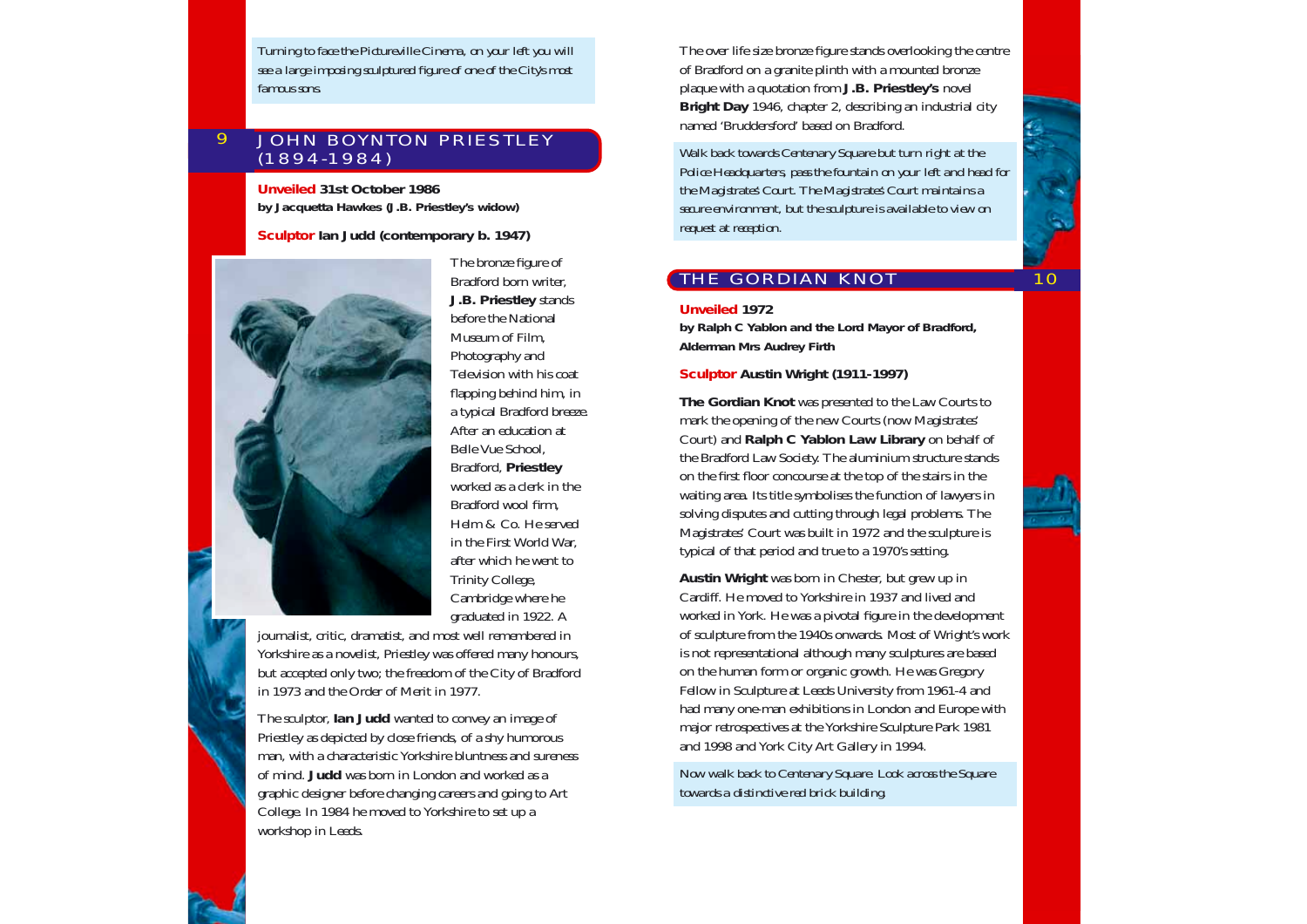*Turning to face the Pictureville Cinema, on your left you will see a large imposing sculptured figure of one of the City's most famous sons.*

## 9 JOHN BOYNTON PRIESTLEY (1894-1984)

**Unveiled 31st October 1986**
**by Jacquetta Hawkes (J.B. Priestley's widow)**

**Sculptor Ian Judd (contemporary b. 1947)**

The bronze figure of Bradford born writer, **J.B. Priestley** stands before the National Museum of Film, Photography and Television with his coat flapping behind him, in a typical Bradford breeze. After an education at Belle Vue School, Bradford, **Priestley** worked as a clerk in the Bradford wool firm, Helm & Co. He served in the First World War, after which he went to Trinity College, Cambridge where he graduated in 1922. A journalist, critic, dramatist, and most well remembered in Yorkshire as a novelist, Priestley was offered many honours, but accepted only two; the freedom of the City of Bradford in 1973 and the Order of Merit in 1977.

The sculptor, **Ian Judd** wanted to convey an image of Priestley as depicted by close friends, of a shy humorous man, with a characteristic Yorkshire bluntness and sureness of mind. **Judd** was born in London and worked as a graphic designer before changing careers and going to Art College. In 1984 he moved to Yorkshire to set up a workshop in Leeds.

The over life size bronze figure stands overlooking the centre of Bradford on a granite plinth with a mounted bronze plaque with a quotation from **J.B. Priestley's** novel **Bright Day** 1946, chapter 2, describing an industrial city named 'Bruddersford' based on Bradford.

*Walk back towards Centenary Square but turn right at the Police Headquarters, pass the fountain on your left and head for the Magistrates' Court. The Magistrates' Court maintains a secure environment, but the sculpture is available to view on request at reception.*

## 10 THE GORDIAN KNOT

**Unveiled 1972**
**by Ralph C Yablon and the Lord Mayor of Bradford, Alderman Mrs Audrey Firth**

**Sculptor Austin Wright (1911-1997)**

**The Gordian Knot** was presented to the Law Courts to mark the opening of the new Courts (now Magistrates' Court) and **Ralph C Yablon Law Library** on behalf of the Bradford Law Society. The aluminium structure stands on the first floor concourse at the top of the stairs in the waiting area. Its title symbolises the function of lawyers in solving disputes and cutting through legal problems. The Magistrates' Court was built in 1972 and the sculpture is typical of that period and true to a 1970's setting.

**Austin Wright** was born in Chester, but grew up in Cardiff. He moved to Yorkshire in 1937 and lived and worked in York. He was a pivotal figure in the development of sculpture from the 1940s onwards. Most of Wright's work is not representational although many sculptures are based on the human form or organic growth. He was Gregory Fellow in Sculpture at Leeds University from 1961-4 and had many one-man exhibitions in London and Europe with major retrospectives at the Yorkshire Sculpture Park 1981 and 1998 and York City Art Gallery in 1994.

*Now walk back to Centenary Square. Look across the Square towards a distinctive red brick building.*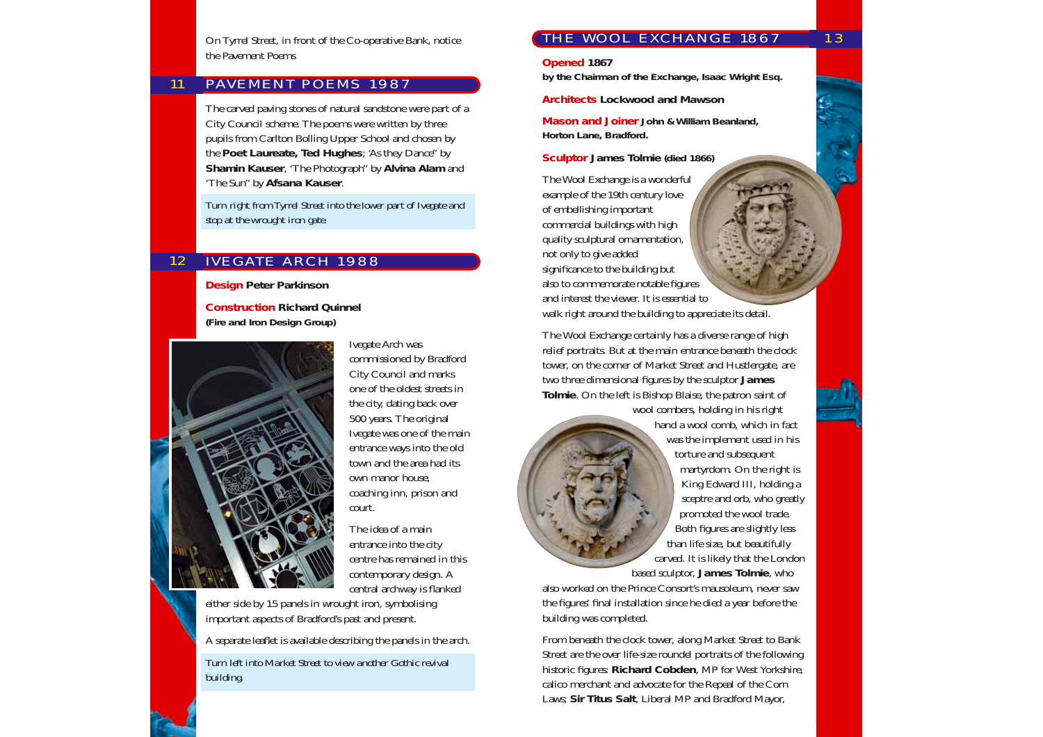On Tyrrel Street, in front of the Co-operative Bank, notice the Pavement Poems

## 11 PAVEMENT POEMS 1987

The carved paving stones of natural sandstone were part of a City Council scheme. The poems were written by three pupils from Carlton Bolling Upper School and chosen by the **Poet Laureate, Ted Hughes**; 'As they Dance" by **Shamin Kauser**, 'The Photograph" by **Alvina Alam** and 'The Sun" by **Afsana Kauser**.

Turn right from Tyrrel Street into the lower part of Ivegate and stop at the wrought iron gate.

## 12 IVEGATE ARCH 1988

**Design** **Peter Parkinson**

**Construction** **Richard Quinnel**
**(Fire and Iron Design Group)**

Ivegate Arch was commissioned by Bradford City Council and marks one of the oldest streets in the city, dating back over 500 years. The original Ivegate was one of the main entrance ways into the old town and the area had its own manor house, coaching inn, prison and court.

The idea of a main entrance into the city centre has remained in this contemporary design. A central archway is flanked either side by 15 panels in wrought iron, symbolising important aspects of Bradford's past and present.

A separate leaflet is available describing the panels in the arch.

Turn left into Market Street to view another Gothic revival building.

## THE WOOL EXCHANGE 1867

**Opened** **1867**
**by the Chairman of the Exchange, Isaac Wright Esq.**

**Architects** **Lockwood and Mawson**

**Mason and Joiner** **John & William Beanland, Horton Lane, Bradford.**

**Sculptor** **James Tolmie (died 1866)**

The Wool Exchange is a wonderful example of the 19th century love of embellishing important commercial buildings with high quality sculptural ornamentation, not only to give added significance to the building but also to commemorate notable figures and interest the viewer. It is essential to walk right around the building to appreciate its detail.

The Wool Exchange certainly has a diverse range of high relief portraits. But at the main entrance beneath the clock tower, on the corner of Market Street and Hustlergate, are two three dimensional figures by the sculptor **James Tolmie**. On the left is Bishop Blaise, the patron saint of wool combers, holding in his right hand a wool comb, which in fact was the implement used in his torture and subsequent martyrdom. On the right is King Edward III, holding a sceptre and orb, who greatly promoted the wool trade. Both figures are slightly less than life size, but beautifully carved. It is likely that the London based sculptor, **James Tolmie**, who also worked on the Prince Consort's mausoleum, never saw the figures' final installation since he died a year before the building was completed.

From beneath the clock tower, along Market Street to Bank Street are the over life-size roundel portraits of the following historic figures: **Richard Cobden**, MP for West Yorkshire, calico merchant and advocate for the Repeal of the Corn Laws; **Sir Titus Salt**, Liberal MP and Bradford Mayor,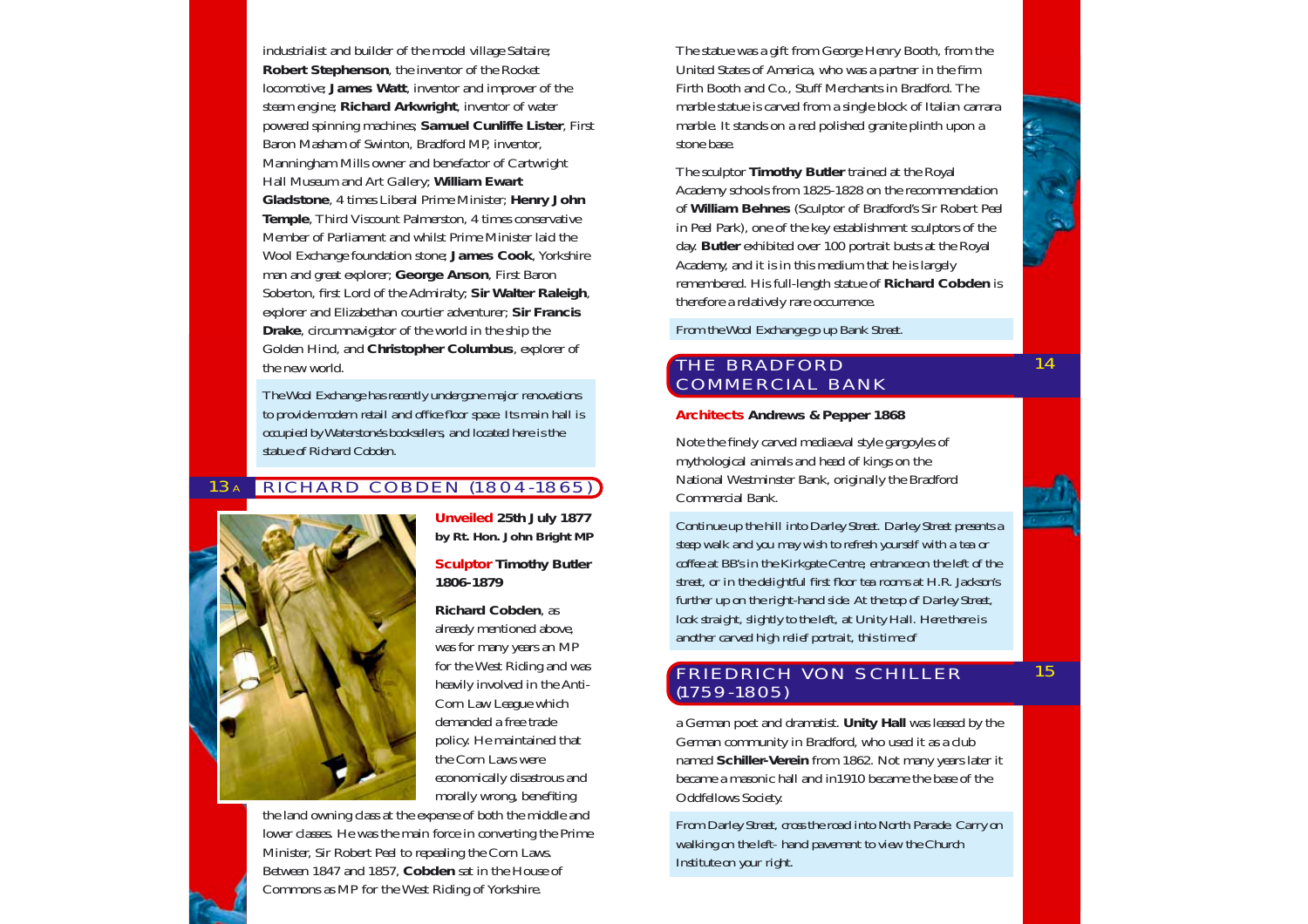industrialist and builder of the model village Saltaire; **Robert Stephenson**, the inventor of the Rocket locomotive; **James Watt**, inventor and improver of the steam engine; **Richard Arkwright**, inventor of water powered spinning machines; **Samuel Cunliffe Lister**, First Baron Masham of Swinton, Bradford MP, inventor, Manningham Mills owner and benefactor of Cartwright Hall Museum and Art Gallery; **William Ewart Gladstone**, 4 times Liberal Prime Minister; **Henry John Temple**, Third Viscount Palmerston, 4 times conservative Member of Parliament and whilst Prime Minister laid the Wool Exchange foundation stone; **James Cook**, Yorkshire man and great explorer; **George Anson**, First Baron Soberton, first Lord of the Admiralty; **Sir Walter Raleigh**, explorer and Elizabethan courtier adventurer; **Sir Francis Drake**, circumnavigator of the world in the ship the Golden Hind, and **Christopher Columbus**, explorer of the new world.

*The Wool Exchange has recently undergone major renovations to provide modern retail and office floor space. Its main hall is occupied by Waterstone's booksellers, and located here is the statue of Richard Cobden.*

## 13A RICHARD COBDEN (1804-1865)

**Unveiled 25th July 1877 by Rt. Hon. John Bright MP**

**Sculptor Timothy Butler 1806-1879**

**Richard Cobden**, as already mentioned above, was for many years an MP for the West Riding and was heavily involved in the Anti-Corn Law League which demanded a free trade policy. He maintained that the Corn Laws were economically disastrous and morally wrong, benefiting the land owning class at the expense of both the middle and lower classes. He was the main force in converting the Prime Minister, Sir Robert Peel to repealing the Corn Laws. Between 1847 and 1857, **Cobden** sat in the House of Commons as MP for the West Riding of Yorkshire.

The statue was a gift from George Henry Booth, from the United States of America, who was a partner in the firm Firth Booth and Co., Stuff Merchants in Bradford. The marble statue is carved from a single block of Italian carrara marble. It stands on a red polished granite plinth upon a stone base.

The sculptor **Timothy Butler** trained at the Royal Academy schools from 1825-1828 on the recommendation of **William Behnes** (Sculptor of Bradford's Sir Robert Peel in Peel Park), one of the key establishment sculptors of the day. **Butler** exhibited over 100 portrait busts at the Royal Academy, and it is in this medium that he is largely remembered. His full-length statue of **Richard Cobden** is therefore a relatively rare occurrence.

*From the Wool Exchange go up Bank Street.*

## 14 THE BRADFORD COMMERCIAL BANK

**Architects Andrews & Pepper 1868**

Note the finely carved mediaeval style gargoyles of mythological animals and head of kings on the National Westminster Bank, originally the Bradford Commercial Bank.

*Continue up the hill into Darley Street. Darley Street presents a steep walk and you may wish to refresh yourself with a tea or coffee at BB's in the Kirkgate Centre, entrance on the left of the street, or in the delightful first floor tea rooms at H.R. Jackson's further up on the right-hand side. At the top of Darley Street, look straight, slightly to the left, at Unity Hall. Here there is another carved high relief portrait, this time of*

## 15 FRIEDRICH VON SCHILLER (1759-1805)

a German poet and dramatist. **Unity Hall** was leased by the German community in Bradford, who used it as a club named **Schiller-Verein** from 1862. Not many years later it became a masonic hall and in1910 became the base of the Oddfellows Society.

*From Darley Street, cross the road into North Parade. Carry on walking on the left- hand pavement to view the Church Institute on your right.*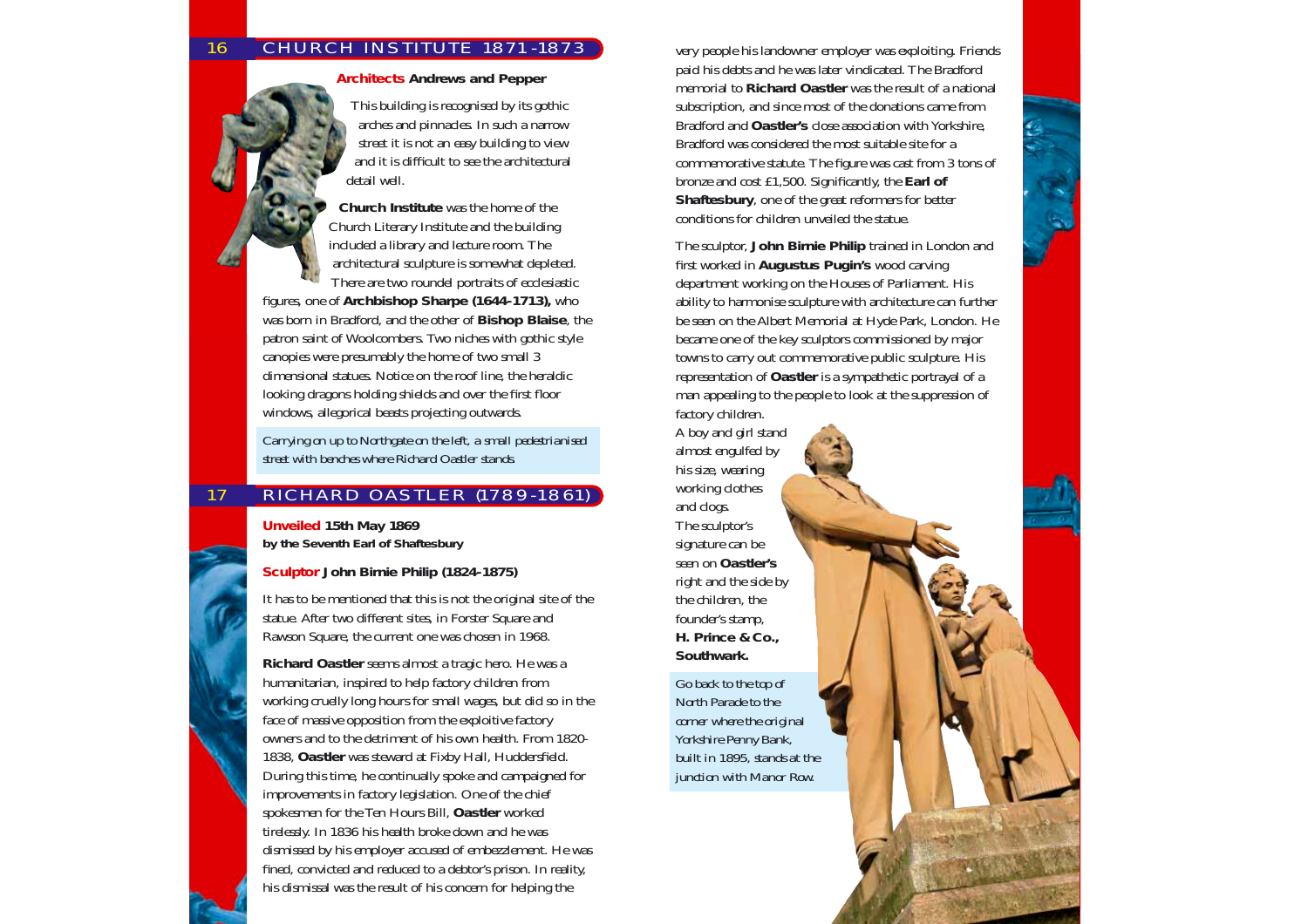## 16 CHURCH INSTITUTE 1871-1873

**Architects Andrews and Pepper**

This building is recognised by its gothic arches and pinnacles. In such a narrow street it is not an easy building to view and it is difficult to see the architectural detail well.

**Church Institute** was the home of the Church Literary Institute and the building included a library and lecture room. The architectural sculpture is somewhat depleted. There are two roundel portraits of ecclesiastic figures, one of **Archbishop Sharpe (1644-1713),** who was born in Bradford, and the other of **Bishop Blaise**, the patron saint of Woolcombers. Two niches with gothic style canopies were presumably the home of two small 3 dimensional statues. Notice on the roof line, the heraldic looking dragons holding shields and over the first floor windows, allegorical beasts projecting outwards.

*Carrying on up to Northgate on the left, a small pedestrianised street with benches where Richard Oastler stands.*

## 17 RICHARD OASTLER (1789-1861)

**Unveiled 15th May 1869**
**by the Seventh Earl of Shaftesbury**

**Sculptor John Birnie Philip (1824-1875)**

It has to be mentioned that this is not the original site of the statue. After two different sites, in Forster Square and Rawson Square, the current one was chosen in 1968.

**Richard Oastler** seems almost a tragic hero. He was a humanitarian, inspired to help factory children from working cruelly long hours for small wages, but did so in the face of massive opposition from the exploitive factory owners and to the detriment of his own health. From 1820-1838, **Oastler** was steward at Fixby Hall, Huddersfield. During this time, he continually spoke and campaigned for improvements in factory legislation. One of the chief spokesmen for the Ten Hours Bill, **Oastler** worked tirelessly. In 1836 his health broke down and he was dismissed by his employer accused of embezzlement. He was fined, convicted and reduced to a debtor's prison. In reality, his dismissal was the result of his concern for helping the very people his landowner employer was exploiting. Friends paid his debts and he was later vindicated. The Bradford memorial to **Richard Oastler** was the result of a national subscription, and since most of the donations came from Bradford and **Oastler's** close association with Yorkshire, Bradford was considered the most suitable site for a commemorative statute. The figure was cast from 3 tons of bronze and cost £1,500. Significantly, the **Earl of Shaftesbury**, one of the great reformers for better conditions for children unveiled the statue.

The sculptor, **John Birnie Philip** trained in London and first worked in **Augustus Pugin's** wood carving department working on the Houses of Parliament. His ability to harmonise sculpture with architecture can further be seen on the Albert Memorial at Hyde Park, London. He became one of the key sculptors commissioned by major towns to carry out commemorative public sculpture. His representation of **Oastler** is a sympathetic portrayal of a man appealing to the people to look at the suppression of factory children.

A boy and girl stand almost engulfed by his size, wearing working clothes and clogs. The sculptor's signature can be seen on **Oastler's** right and the side by the children, the founder's stamp, **H. Prince & Co., Southwark.**

*Go back to the top of North Parade to the corner where the original Yorkshire Penny Bank, built in 1895, stands at the junction with Manor Row.*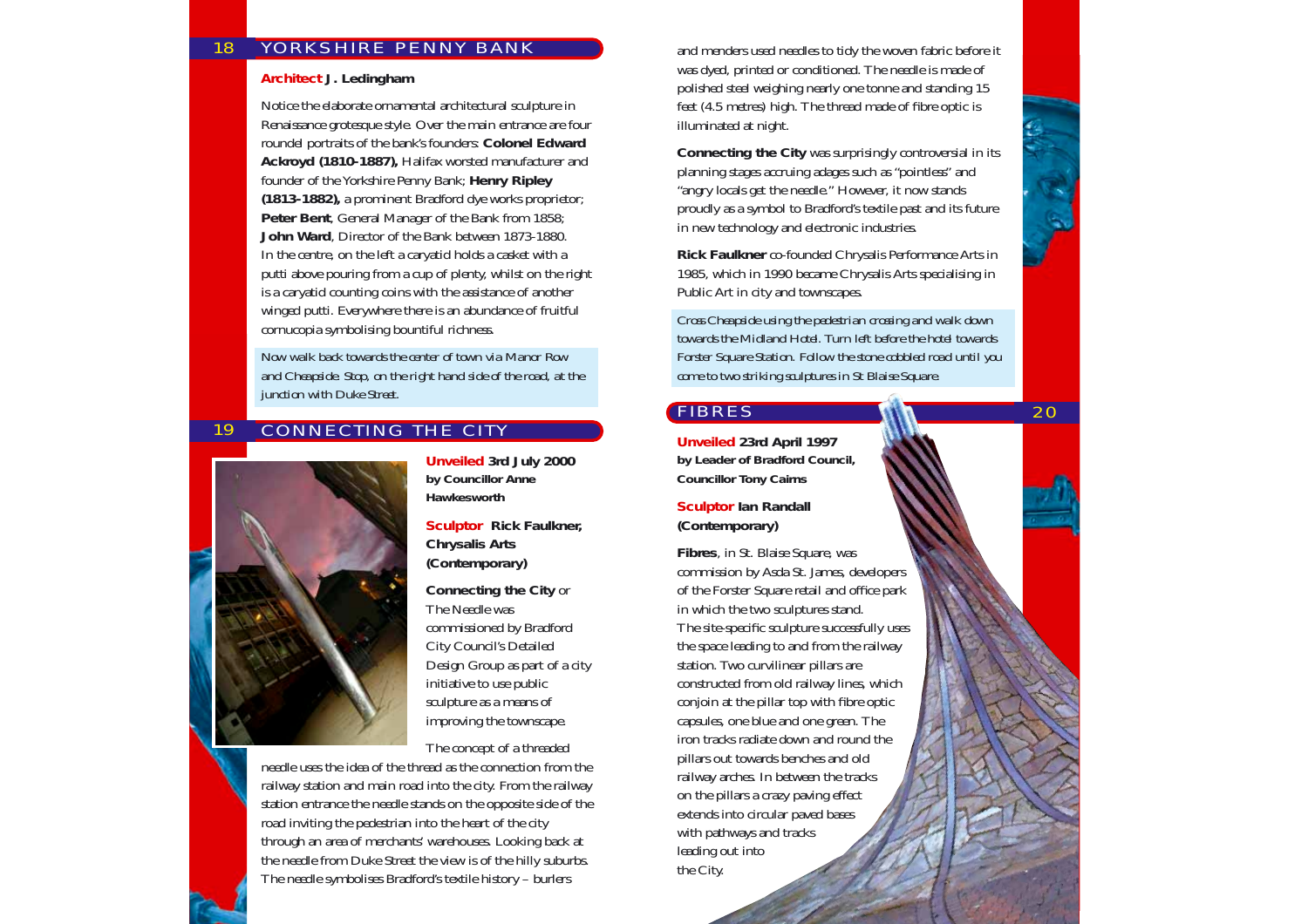## 18 YORKSHIRE PENNY BANK

**Architect J. Ledingham**

Notice the elaborate ornamental architectural sculpture in Renaissance grotesque style. Over the main entrance are four roundel portraits of the bank's founders: **Colonel Edward Ackroyd (1810-1887),** Halifax worsted manufacturer and founder of the Yorkshire Penny Bank; **Henry Ripley (1813-1882),** a prominent Bradford dye works proprietor; **Peter Bent**, General Manager of the Bank from 1858; **John Ward**, Director of the Bank between 1873-1880. In the centre, on the left a caryatid holds a casket with a putti above pouring from a cup of plenty, whilst on the right is a caryatid counting coins with the assistance of another winged putti. Everywhere there is an abundance of fruitful cornucopia symbolising bountiful richness.

*Now walk back towards the center of town via Manor Row and Cheapside. Stop, on the right hand side of the road, at the junction with Duke Street.*

## 19 CONNECTING THE CITY

**Unveiled 3rd July 2000 by Councillor Anne Hawkesworth**

**Sculptor Rick Faulkner, Chrysalis Arts (Contemporary)**

**Connecting the City** or The Needle was commissioned by Bradford City Council's Detailed Design Group as part of a city initiative to use public sculpture as a means of improving the townscape.

The concept of a threaded needle uses the idea of the thread as the connection from the railway station and main road into the city. From the railway station entrance the needle stands on the opposite side of the road inviting the pedestrian into the heart of the city through an area of merchants' warehouses. Looking back at the needle from Duke Street the view is of the hilly suburbs. The needle symbolises Bradford's textile history – burlers and menders used needles to tidy the woven fabric before it was dyed, printed or conditioned. The needle is made of polished steel weighing nearly one tonne and standing 15 feet (4.5 metres) high. The thread made of fibre optic is illuminated at night.

**Connecting the City** was surprisingly controversial in its planning stages accruing adages such as "pointless" and "angry locals get the needle." However, it now stands proudly as a symbol to Bradford's textile past and its future in new technology and electronic industries.

**Rick Faulkner** co-founded Chrysalis Performance Arts in 1985, which in 1990 became Chrysalis Arts specialising in Public Art in city and townscapes.

*Cross Cheapside using the pedestrian crossing and walk down towards the Midland Hotel. Turn left before the hotel towards Forster Square Station. Follow the stone cobbled road until you come to two striking sculptures in St Blaise Square.*

## 20 FIBRES

**Unveiled 23rd April 1997 by Leader of Bradford Council, Councillor Tony Cairns**

**Sculptor Ian Randall (Contemporary)**

**Fibres**, in St. Blaise Square, was commission by Asda St. James, developers of the Forster Square retail and office park in which the two sculptures stand. The site-specific sculpture successfully uses the space leading to and from the railway station. Two curvilinear pillars are constructed from old railway lines, which conjoin at the pillar top with fibre optic capsules, one blue and one green. The iron tracks radiate down and round the pillars out towards benches and old railway arches. In between the tracks on the pillars a crazy paving effect extends into circular paved bases with pathways and tracks leading out into the City.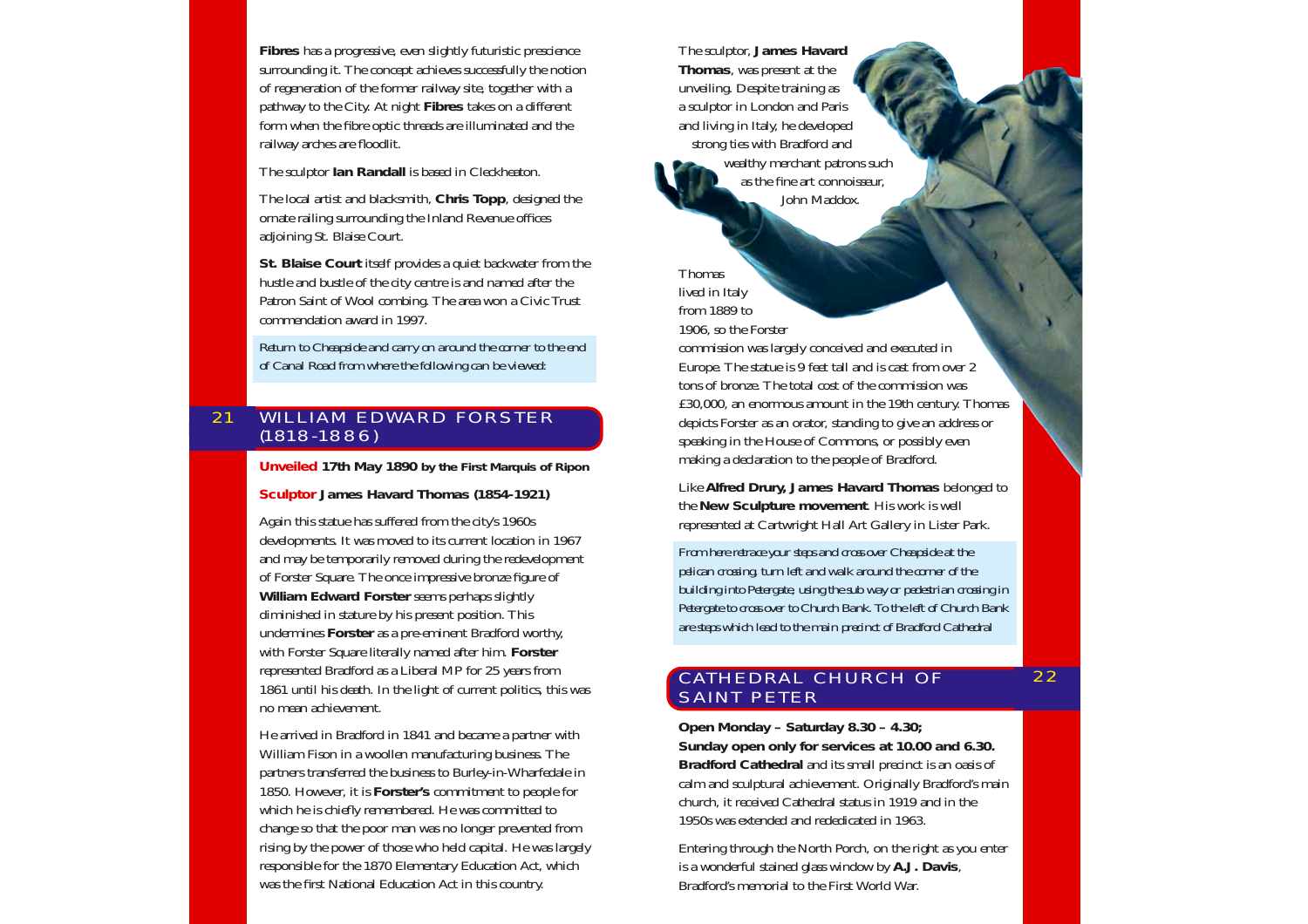**Fibres** has a progressive, even slightly futuristic prescience surrounding it. The concept achieves successfully the notion of regeneration of the former railway site, together with a pathway to the City. At night **Fibres** takes on a different form when the fibre optic threads are illuminated and the railway arches are floodlit.

The sculptor **Ian Randall** is based in Cleckheaton.

The local artist and blacksmith, **Chris Topp**, designed the ornate railing surrounding the Inland Revenue offices adjoining St. Blaise Court.

**St. Blaise Court** itself provides a quiet backwater from the hustle and bustle of the city centre is and named after the Patron Saint of Wool combing. The area won a Civic Trust commendation award in 1997.

*Return to Cheapside and carry on around the corner to the end of Canal Road from where the following can be viewed:*

## 21 WILLIAM EDWARD FORSTER (1818-1886)

**Unveiled 17th May 1890 by the First Marquis of Ripon**

**Sculptor James Havard Thomas (1854-1921)**

Again this statue has suffered from the city's 1960s developments. It was moved to its current location in 1967 and may be temporarily removed during the redevelopment of Forster Square. The once impressive bronze figure of **William Edward Forster** seems perhaps slightly diminished in stature by his present position. This undermines **Forster** as a pre-eminent Bradford worthy, with Forster Square literally named after him. **Forster** represented Bradford as a Liberal MP for 25 years from 1861 until his death. In the light of current politics, this was no mean achievement.

He arrived in Bradford in 1841 and became a partner with William Fison in a woollen manufacturing business. The partners transferred the business to Burley-in-Wharfedale in 1850. However, it is **Forster's** commitment to people for which he is chiefly remembered. He was committed to change so that the poor man was no longer prevented from rising by the power of those who held capital. He was largely responsible for the 1870 Elementary Education Act, which was the first National Education Act in this country.

The sculptor, **James Havard Thomas**, was present at the unveiling. Despite training as a sculptor in London and Paris and living in Italy, he developed strong ties with Bradford and wealthy merchant patrons such as the fine art connoisseur, John Maddox.

Thomas lived in Italy from 1889 to 1906, so the Forster commission was largely conceived and executed in Europe. The statue is 9 feet tall and is cast from over 2 tons of bronze. The total cost of the commission was £30,000, an enormous amount in the 19th century. Thomas depicts Forster as an orator, standing to give an address or speaking in the House of Commons, or possibly even making a declaration to the people of Bradford.

Like **Alfred Drury, James Havard Thomas** belonged to the **New Sculpture movement**. His work is well represented at Cartwright Hall Art Gallery in Lister Park.

*From here retrace your steps and cross over Cheapside at the pelican crossing, turn left and walk around the corner of the building into Petergate, using the sub way or pedestrian crossing in Petergate to cross over to Church Bank. To the left of Church Bank are steps which lead to the main precinct of Bradford Cathedral*

## 22 CATHEDRAL CHURCH OF SAINT PETER

**Open Monday – Saturday 8.30 – 4.30;**
**Sunday open only for services at 10.00 and 6.30.**

**Bradford Cathedral** and its small precinct is an oasis of calm and sculptural achievement. Originally Bradford's main church, it received Cathedral status in 1919 and in the 1950s was extended and rededicated in 1963.

Entering through the North Porch, on the right as you enter is a wonderful stained glass window by **A.J. Davis**, Bradford's memorial to the First World War.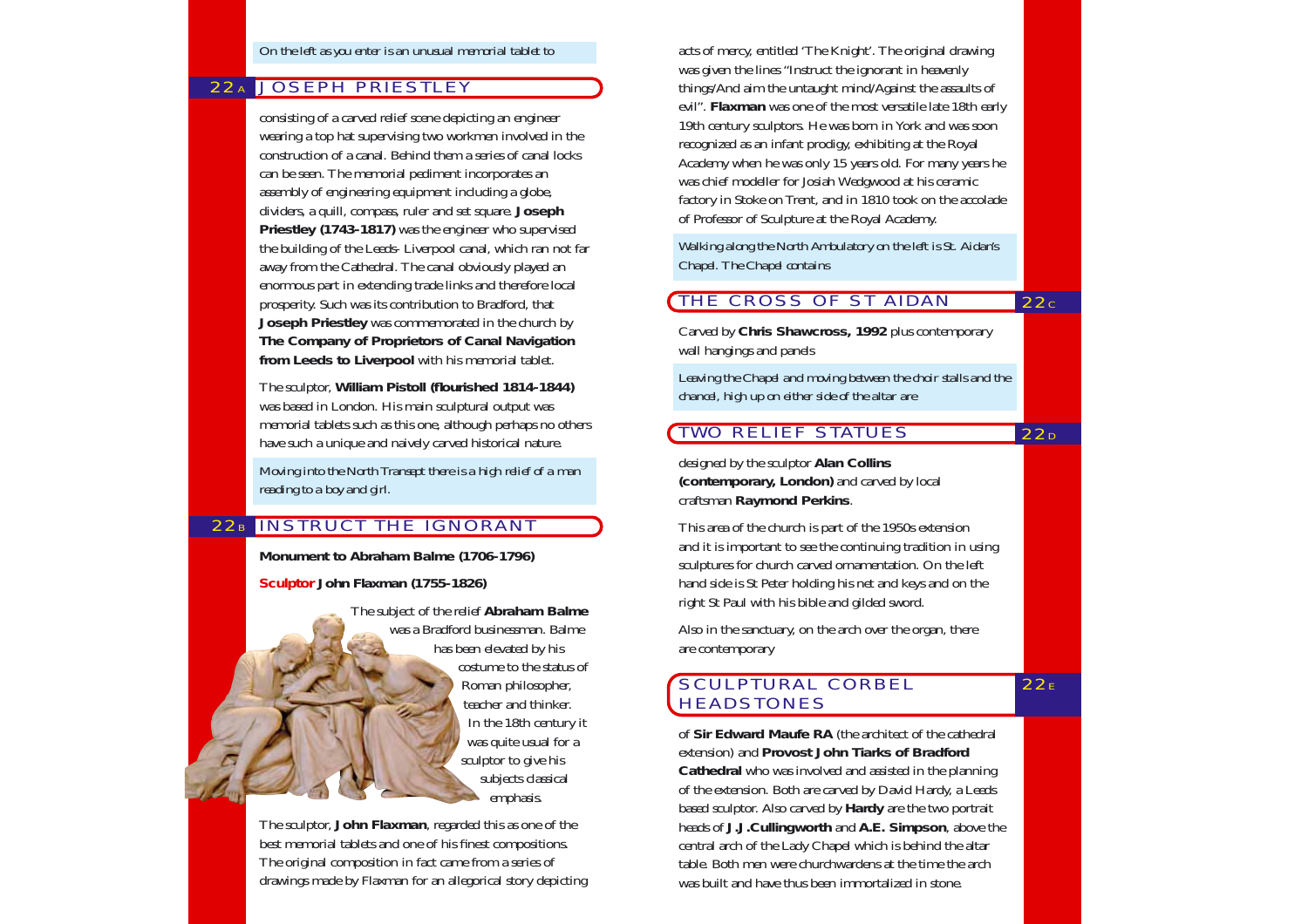*On the left as you enter is an unusual memorial tablet to*

## 22A JOSEPH PRIESTLEY

consisting of a carved relief scene depicting an engineer wearing a top hat supervising two workmen involved in the construction of a canal. Behind them a series of canal locks can be seen. The memorial pediment incorporates an assembly of engineering equipment including a globe, dividers, a quill, compass, ruler and set square. **Joseph Priestley (1743-1817)** was the engineer who supervised the building of the Leeds- Liverpool canal, which ran not far away from the Cathedral. The canal obviously played an enormous part in extending trade links and therefore local prosperity. Such was its contribution to Bradford, that **Joseph Priestley** was commemorated in the church by **The Company of Proprietors of Canal Navigation from Leeds to Liverpool** with his memorial tablet.

The sculptor, **William Pistoll (flourished 1814-1844)** was based in London. His main sculptural output was memorial tablets such as this one, although perhaps no others have such a unique and naively carved historical nature.

*Moving into the North Transept there is a high relief of a man reading to a boy and girl.*

## 22B INSTRUCT THE IGNORANT

**Monument to Abraham Balme (1706-1796)**

**Sculptor John Flaxman (1755-1826)**

The subject of the relief **Abraham Balme** was a Bradford businessman. Balme has been elevated by his costume to the status of Roman philosopher, teacher and thinker. In the 18th century it was quite usual for a sculptor to give his subjects classical emphasis.

The sculptor, **John Flaxman**, regarded this as one of the best memorial tablets and one of his finest compositions. The original composition in fact came from a series of drawings made by Flaxman for an allegorical story depicting acts of mercy, entitled 'The Knight'. The original drawing was given the lines "Instruct the ignorant in heavenly things/And aim the untaught mind/Against the assaults of evil". **Flaxman** was one of the most versatile late 18th early 19th century sculptors. He was born in York and was soon recognized as an infant prodigy, exhibiting at the Royal Academy when he was only 15 years old. For many years he was chief modeller for Josiah Wedgwood at his ceramic factory in Stoke on Trent, and in 1810 took on the accolade of Professor of Sculpture at the Royal Academy.

*Walking along the North Ambulatory on the left is St. Aidan's Chapel. The Chapel contains*

## THE CROSS OF ST AIDAN 22C

Carved by **Chris Shawcross, 1992** plus contemporary wall hangings and panels

*Leaving the Chapel and moving between the choir stalls and the chancel, high up on either side of the altar are*

## TWO RELIEF STATUES 22D

designed by the sculptor **Alan Collins (contemporary, London)** and carved by local craftsman **Raymond Perkins**.

This area of the church is part of the 1950s extension and it is important to see the continuing tradition in using sculptures for church carved ornamentation. On the left hand side is St Peter holding his net and keys and on the right St Paul with his bible and gilded sword.

Also in the sanctuary, on the arch over the organ, there are contemporary

## SCULPTURAL CORBEL HEADSTONES 22E

of **Sir Edward Maufe RA** (the architect of the cathedral extension) and **Provost John Tiarks of Bradford Cathedral** who was involved and assisted in the planning of the extension. Both are carved by David Hardy, a Leeds based sculptor. Also carved by **Hardy** are the two portrait heads of **J.J.Cullingworth** and **A.E. Simpson**, above the central arch of the Lady Chapel which is behind the altar table. Both men were churchwardens at the time the arch was built and have thus been immortalized in stone.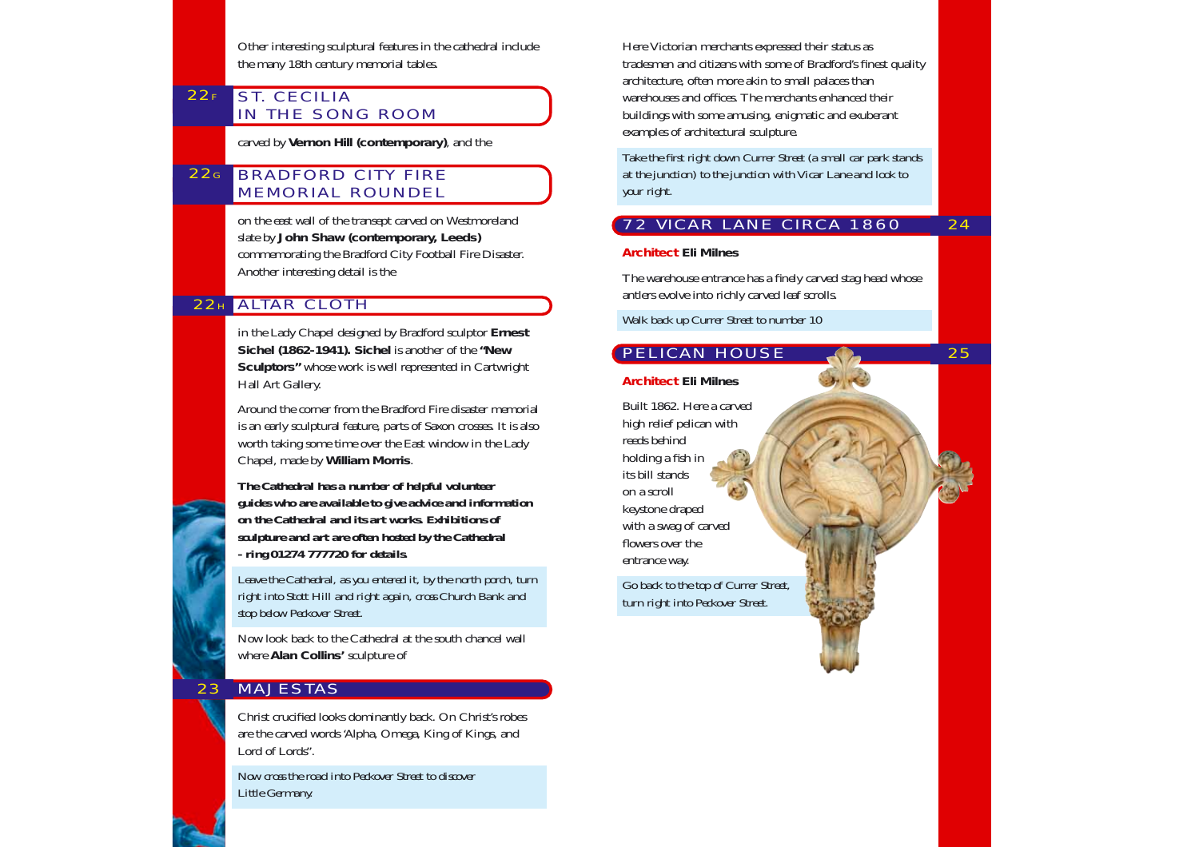Other interesting sculptural features in the cathedral include the many 18th century memorial tables.

## 22F ST. CECILIA IN THE SONG ROOM

carved by **Vernon Hill (contemporary)**, and the

## 22G BRADFORD CITY FIRE MEMORIAL ROUNDEL

on the east wall of the transept carved on Westmoreland slate by **John Shaw (contemporary, Leeds)** commemorating the Bradford City Football Fire Disaster. Another interesting detail is the

## 22H ALTAR CLOTH

in the Lady Chapel designed by Bradford sculptor **Ernest Sichel (1862-1941). Sichel** is another of the **"New Sculptors"** whose work is well represented in Cartwright Hall Art Gallery.

Around the corner from the Bradford Fire disaster memorial is an early sculptural feature, parts of Saxon crosses. It is also worth taking some time over the East window in the Lady Chapel, made by **William Morris**.

**The Cathedral has a number of helpful volunteer guides who are available to give advice and information on the Cathedral and its art works. Exhibitions of sculpture and art are often hosted by the Cathedral - ring 01274 777720 for details.**

*Leave the Cathedral, as you entered it, by the north porch, turn right into Stott Hill and right again, cross Church Bank and stop below Peckover Street.*

Now look back to the Cathedral at the south chancel wall where **Alan Collins'** sculpture of

## 23 MAJESTAS

Christ crucified looks dominantly back. On Christ's robes are the carved words 'Alpha, Omega, King of Kings, and Lord of Lords".

*Now cross the road into Peckover Street to discover Little Germany.*

Here Victorian merchants expressed their status as tradesmen and citizens with some of Bradford's finest quality architecture, often more akin to small palaces than warehouses and offices. The merchants enhanced their buildings with some amusing, enigmatic and exuberant examples of architectural sculpture.

*Take the first right down Currer Street (a small car park stands at the junction) to the junction with Vicar Lane and look to your right.*

## 24 72 VICAR LANE CIRCA 1860

**Architect Eli Milnes**

The warehouse entrance has a finely carved stag head whose antlers evolve into richly carved leaf scrolls.

*Walk back up Currer Street to number 10*

## 25 PELICAN HOUSE

**Architect Eli Milnes**

Built 1862. Here a carved high relief pelican with reeds behind holding a fish in its bill stands on a scroll keystone draped with a swag of carved flowers over the entrance way.

*Go back to the top of Currer Street, turn right into Peckover Street.*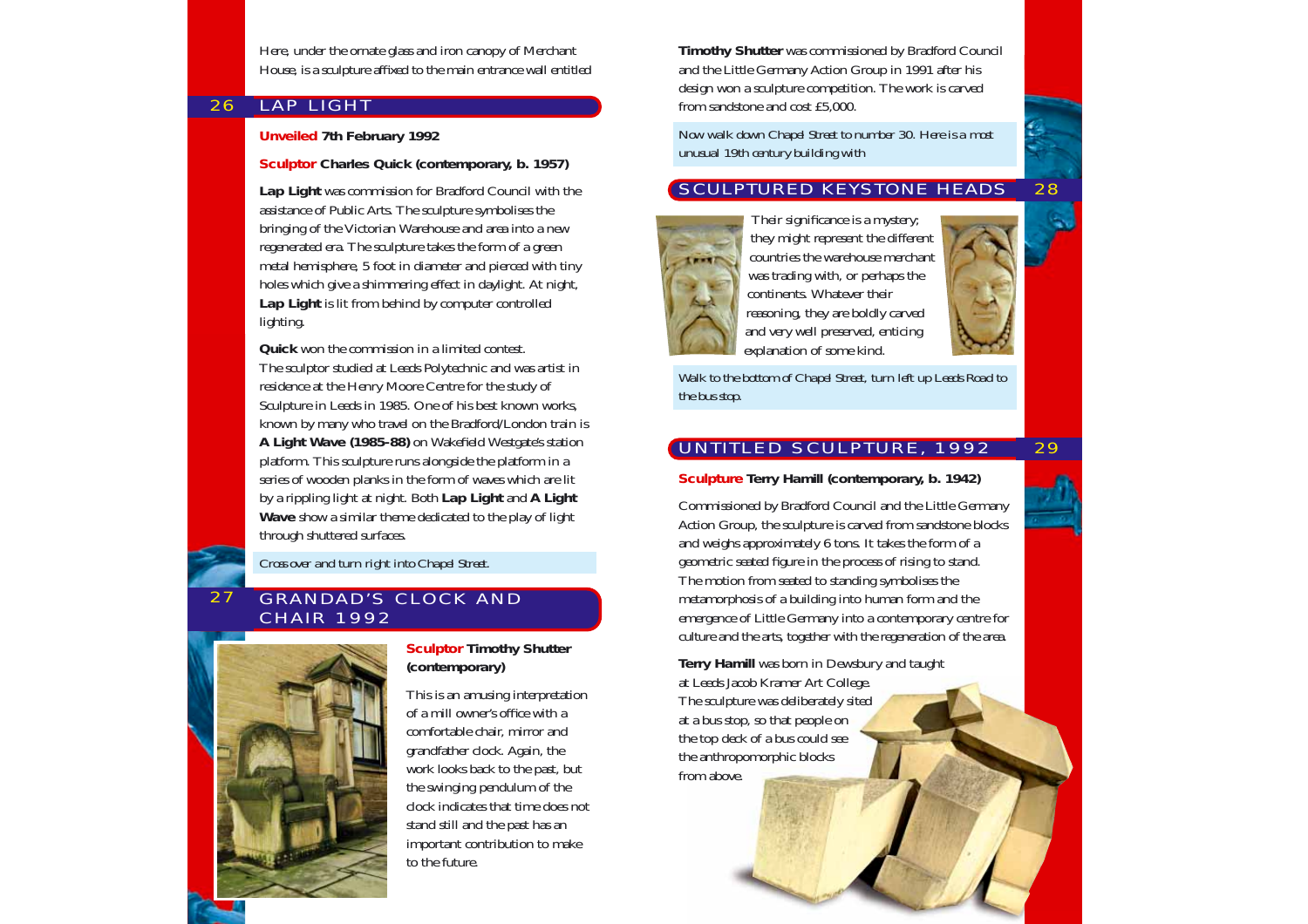Here, under the ornate glass and iron canopy of Merchant House, is a sculpture affixed to the main entrance wall entitled

## 26 LAP LIGHT

**Unveiled 7th February 1992**

**Sculptor Charles Quick (contemporary, b. 1957)**

**Lap Light** was commission for Bradford Council with the assistance of Public Arts. The sculpture symbolises the bringing of the Victorian Warehouse and area into a new regenerated era. The sculpture takes the form of a green metal hemisphere, 5 foot in diameter and pierced with tiny holes which give a shimmering effect in daylight. At night, **Lap Light** is lit from behind by computer controlled lighting.

**Quick** won the commission in a limited contest. The sculptor studied at Leeds Polytechnic and was artist in residence at the Henry Moore Centre for the study of Sculpture in Leeds in 1985. One of his best known works, known by many who travel on the Bradford/London train is **A Light Wave (1985-88)** on Wakefield Westgate's station platform. This sculpture runs alongside the platform in a series of wooden planks in the form of waves which are lit by a rippling light at night. Both **Lap Light** and **A Light Wave** show a similar theme dedicated to the play of light through shuttered surfaces.

*Cross over and turn right into Chapel Street.*

## 27 GRANDAD'S CLOCK AND CHAIR 1992

**Sculptor Timothy Shutter (contemporary)**

This is an amusing interpretation of a mill owner's office with a comfortable chair, mirror and grandfather clock. Again, the work looks back to the past, but the swinging pendulum of the clock indicates that time does not stand still and the past has an important contribution to make to the future.

**Timothy Shutter** was commissioned by Bradford Council and the Little Germany Action Group in 1991 after his design won a sculpture competition. The work is carved from sandstone and cost £5,000.

*Now walk down Chapel Street to number 30. Here is a most unusual 19th century building with*

## SCULPTURED KEYSTONE HEADS 28

Their significance is a mystery; they might represent the different countries the warehouse merchant was trading with, or perhaps the continents. Whatever their reasoning, they are boldly carved and very well preserved, enticing explanation of some kind.

*Walk to the bottom of Chapel Street, turn left up Leeds Road to the bus stop.*

## UNTITLED SCULPTURE, 1992 29

**Sculpture Terry Hamill (contemporary, b. 1942)**

Commissioned by Bradford Council and the Little Germany Action Group, the sculpture is carved from sandstone blocks and weighs approximately 6 tons. It takes the form of a geometric seated figure in the process of rising to stand. The motion from seated to standing symbolises the metamorphosis of a building into human form and the emergence of Little Germany into a contemporary centre for culture and the arts, together with the regeneration of the area.

**Terry Hamill** was born in Dewsbury and taught at Leeds Jacob Kramer Art College. The sculpture was deliberately sited at a bus stop, so that people on the top deck of a bus could see the anthropomorphic blocks from above.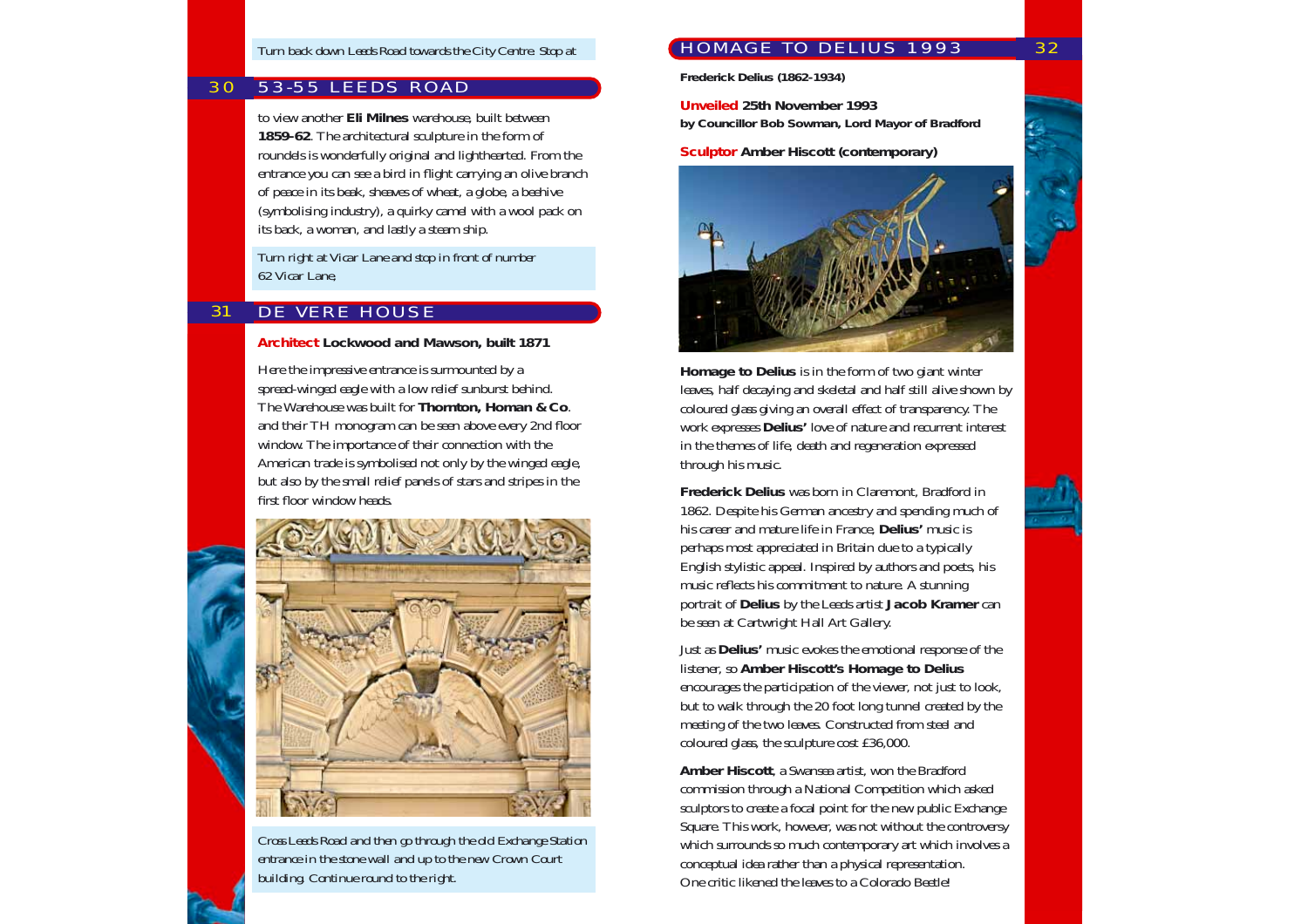*Turn back down Leeds Road towards the City Centre. Stop at*

## 30 53-55 LEEDS ROAD

to view another **Eli Milnes** warehouse, built between **1859-62**. The architectural sculpture in the form of roundels is wonderfully original and lighthearted. From the entrance you can see a bird in flight carrying an olive branch of peace in its beak, sheaves of wheat, a globe, a beehive (symbolising industry), a quirky camel with a wool pack on its back, a woman, and lastly a steam ship.

*Turn right at Vicar Lane and stop in front of number 62 Vicar Lane,*

## 31 DE VERE HOUSE

**Architect Lockwood and Mawson, built 1871**

Here the impressive entrance is surmounted by a spread-winged eagle with a low relief sunburst behind. The Warehouse was built for **Thornton, Homan & Co**. and their TH monogram can be seen above every 2nd floor window. The importance of their connection with the American trade is symbolised not only by the winged eagle, but also by the small relief panels of stars and stripes in the first floor window heads.

*Cross Leeds Road and then go through the old Exchange Station entrance in the stone wall and up to the new Crown Court building. Continue round to the right.*

## 32 HOMAGE TO DELIUS 1993

**Frederick Delius (1862-1934)**

**Unveiled 25th November 1993**
**by Councillor Bob Sowman, Lord Mayor of Bradford**

**Sculptor Amber Hiscott (contemporary)**

**Homage to Delius** is in the form of two giant winter leaves, half decaying and skeletal and half still alive shown by coloured glass giving an overall effect of transparency. The work expresses **Delius'** love of nature and recurrent interest in the themes of life, death and regeneration expressed through his music.

**Frederick Delius** was born in Claremont, Bradford in 1862. Despite his German ancestry and spending much of his career and mature life in France, **Delius'** music is perhaps most appreciated in Britain due to a typically English stylistic appeal. Inspired by authors and poets, his music reflects his commitment to nature. A stunning portrait of **Delius** by the Leeds artist **Jacob Kramer** can be seen at Cartwright Hall Art Gallery.

Just as **Delius'** music evokes the emotional response of the listener, so **Amber Hiscott's Homage to Delius** encourages the participation of the viewer, not just to look, but to walk through the 20 foot long tunnel created by the meeting of the two leaves. Constructed from steel and coloured glass, the sculpture cost £36,000.

**Amber Hiscott**, a Swansea artist, won the Bradford commission through a National Competition which asked sculptors to create a focal point for the new public Exchange Square. This work, however, was not without the controversy which surrounds so much contemporary art which involves a conceptual idea rather than a physical representation. One critic likened the leaves to a Colorado Beetle!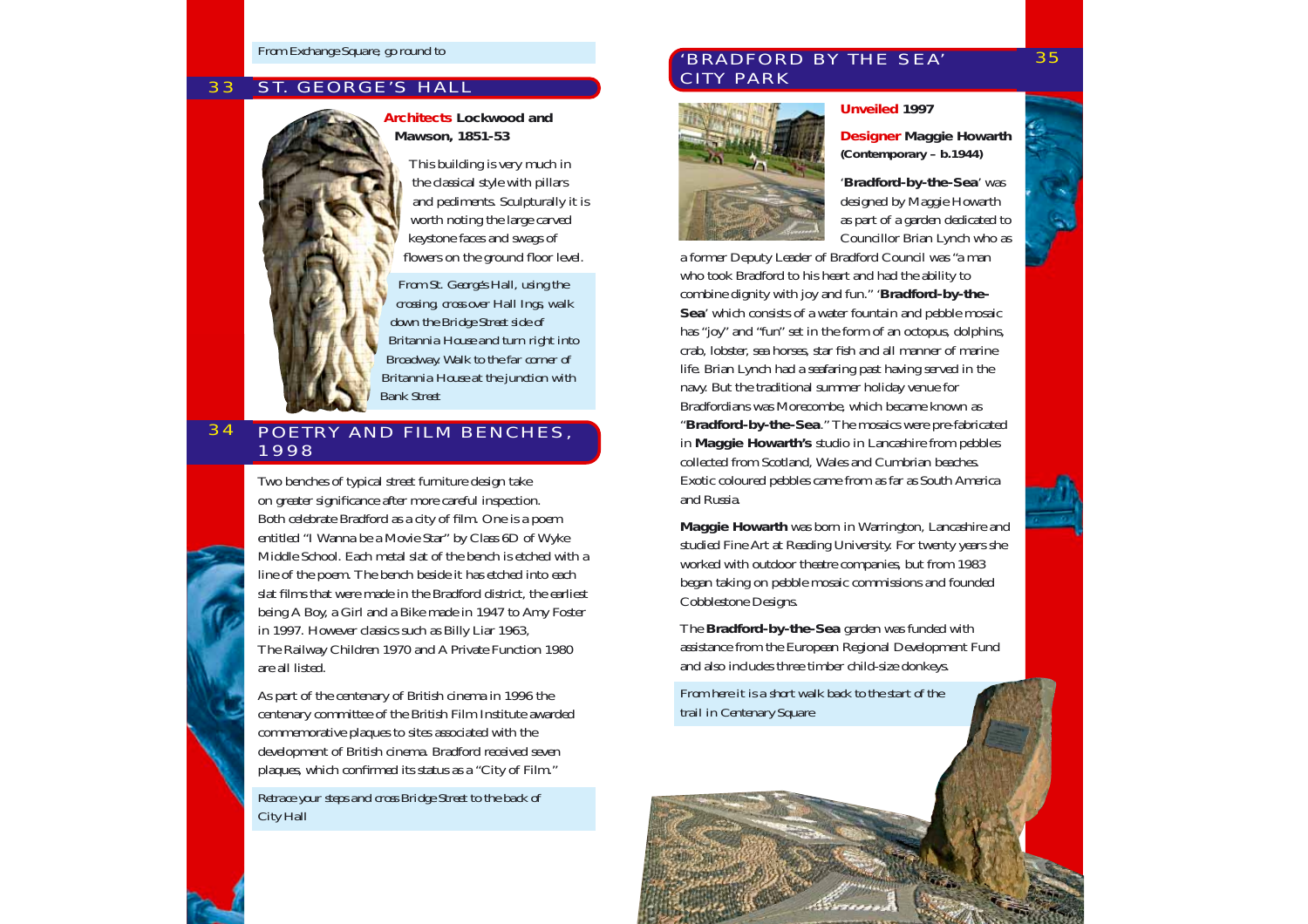*From Exchange Square, go round to*

## 33 ST. GEORGE'S HALL

**Architects Lockwood and Mawson, 1851-53**

This building is very much in the classical style with pillars and pediments. Sculpturally it is worth noting the large carved keystone faces and swags of flowers on the ground floor level.

*From St. George's Hall, using the crossing, cross over Hall Ings, walk down the Bridge Street side of Britannia House and turn right into Broadway. Walk to the far corner of Britannia House at the junction with Bank Street*

## 34 POETRY AND FILM BENCHES, 1998

Two benches of typical street furniture design take on greater significance after more careful inspection. Both celebrate Bradford as a city of film. One is a poem entitled "I Wanna be a Movie Star" by Class 6D of Wyke Middle School. Each metal slat of the bench is etched with a line of the poem. The bench beside it has etched into each slat films that were made in the Bradford district, the earliest being A Boy, a Girl and a Bike made in 1947 to Amy Foster in 1997. However classics such as Billy Liar 1963, The Railway Children 1970 and A Private Function 1980 are all listed.

As part of the centenary of British cinema in 1996 the centenary committee of the British Film Institute awarded commemorative plaques to sites associated with the development of British cinema. Bradford received seven plaques, which confirmed its status as a "City of Film."

*Retrace your steps and cross Bridge Street to the back of City Hall*

## 35 'BRADFORD BY THE SEA' CITY PARK

**Unveiled 1997**

**Designer Maggie Howarth (Contemporary – b.1944)**

'**Bradford-by-the-Sea**' was designed by Maggie Howarth as part of a garden dedicated to Councillor Brian Lynch who as a former Deputy Leader of Bradford Council was "a man who took Bradford to his heart and had the ability to combine dignity with joy and fun." '**Bradford-by-the-Sea**' which consists of a water fountain and pebble mosaic has "joy" and "fun" set in the form of an octopus, dolphins, crab, lobster, sea horses, star fish and all manner of marine life. Brian Lynch had a seafaring past having served in the navy. But the traditional summer holiday venue for Bradfordians was Morecombe, which became known as "**Bradford-by-the-Sea**." The mosaics were pre-fabricated in **Maggie Howarth's** studio in Lancashire from pebbles collected from Scotland, Wales and Cumbrian beaches. Exotic coloured pebbles came from as far as South America and Russia.

**Maggie Howarth** was born in Warrington, Lancashire and studied Fine Art at Reading University. For twenty years she worked with outdoor theatre companies, but from 1983 began taking on pebble mosaic commissions and founded Cobblestone Designs.

The **Bradford-by-the-Sea** garden was funded with assistance from the European Regional Development Fund and also includes three timber child-size donkeys.

*From here it is a short walk back to the start of the trail in Centenary Square*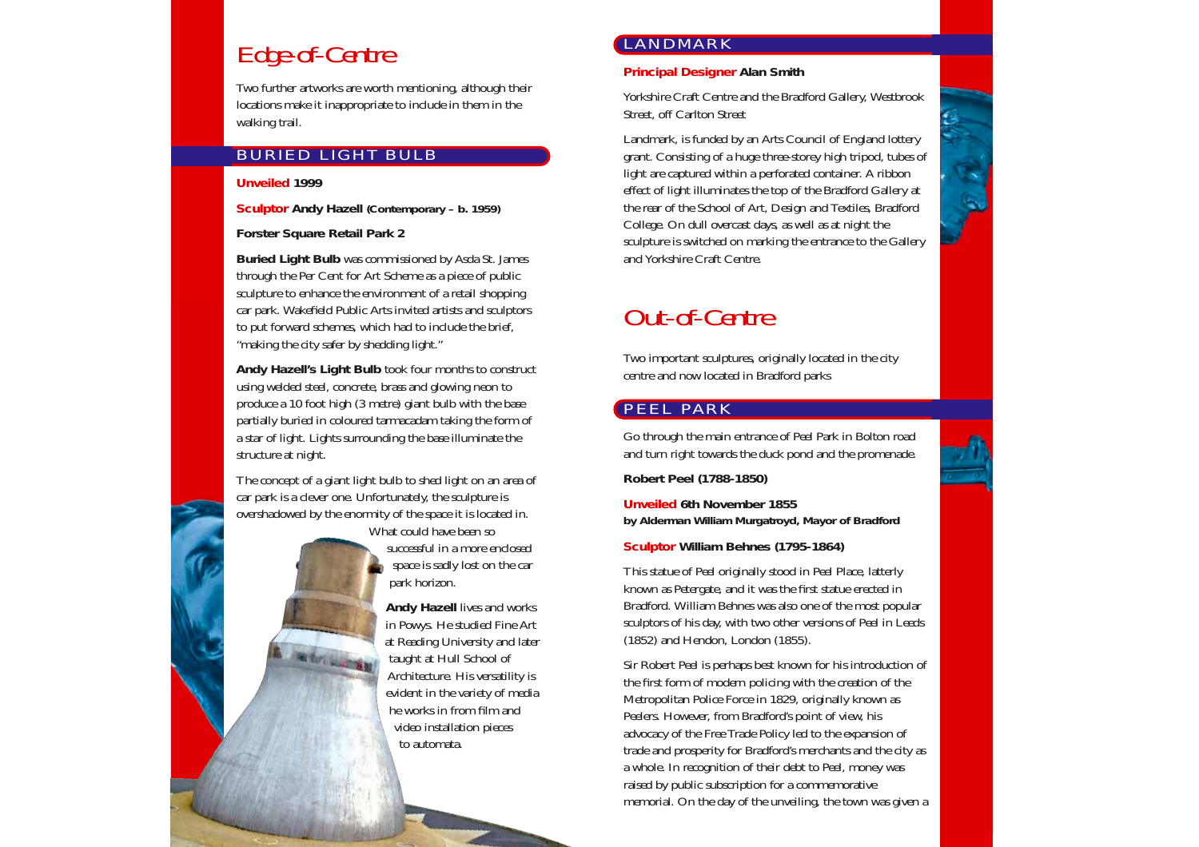# Edge-of-Centre

Two further artworks are worth mentioning, although their locations make it inappropriate to include in them in the walking trail.

## BURIED LIGHT BULB

**Unveiled 1999**

**Sculptor Andy Hazell (Contemporary – b. 1959)**

**Forster Square Retail Park 2**

**Buried Light Bulb** was commissioned by Asda St. James through the Per Cent for Art Scheme as a piece of public sculpture to enhance the environment of a retail shopping car park. Wakefield Public Arts invited artists and sculptors to put forward schemes, which had to include the brief, "making the city safer by shedding light."

**Andy Hazell's Light Bulb** took four months to construct using welded steel, concrete, brass and glowing neon to produce a 10 foot high (3 metre) giant bulb with the base partially buried in coloured tarmacadam taking the form of a star of light. Lights surrounding the base illuminate the structure at night.

The concept of a giant light bulb to shed light on an area of car park is a clever one. Unfortunately, the sculpture is overshadowed by the enormity of the space it is located in. What could have been so successful in a more enclosed space is sadly lost on the car park horizon.

**Andy Hazell** lives and works in Powys. He studied Fine Art at Reading University and later taught at Hull School of Architecture. His versatility is evident in the variety of media he works in from film and video installation pieces to automata.

## LANDMARK

**Principal Designer Alan Smith**

Yorkshire Craft Centre and the Bradford Gallery, Westbrook Street, off Carlton Street

Landmark, is funded by an Arts Council of England lottery grant. Consisting of a huge three-storey high tripod, tubes of light are captured within a perforated container. A ribbon effect of light illuminates the top of the Bradford Gallery at the rear of the School of Art, Design and Textiles, Bradford College. On dull overcast days, as well as at night the sculpture is switched on marking the entrance to the Gallery and Yorkshire Craft Centre.

# Out-of-Centre

Two important sculptures, originally located in the city centre and now located in Bradford parks

## PEEL PARK

Go through the main entrance of Peel Park in Bolton road and turn right towards the duck pond and the promenade.

**Robert Peel (1788-1850)**

**Unveiled 6th November 1855**
**by Alderman William Murgatroyd, Mayor of Bradford**

**Sculptor William Behnes (1795-1864)**

This statue of Peel originally stood in Peel Place, latterly known as Petergate, and it was the first statue erected in Bradford. William Behnes was also one of the most popular sculptors of his day, with two other versions of Peel in Leeds (1852) and Hendon, London (1855).

Sir Robert Peel is perhaps best known for his introduction of the first form of modern policing with the creation of the Metropolitan Police Force in 1829, originally known as Peelers. However, from Bradford's point of view, his advocacy of the Free Trade Policy led to the expansion of trade and prosperity for Bradford's merchants and the city as a whole. In recognition of their debt to Peel, money was raised by public subscription for a commemorative memorial. On the day of the unveiling, the town was given a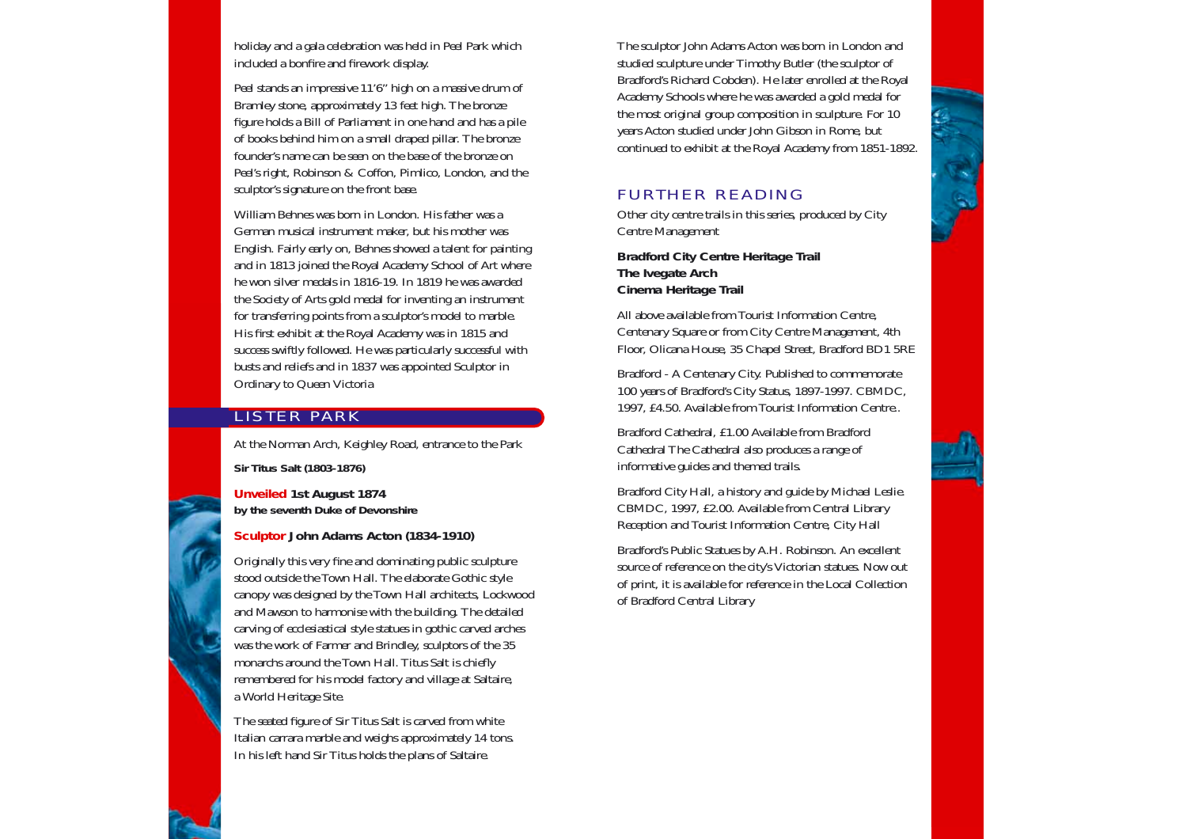holiday and a gala celebration was held in Peel Park which included a bonfire and firework display.

Peel stands an impressive 11'6" high on a massive drum of Bramley stone, approximately 13 feet high. The bronze figure holds a Bill of Parliament in one hand and has a pile of books behind him on a small draped pillar. The bronze founder's name can be seen on the base of the bronze on Peel's right, Robinson & Coffon, Pimlico, London, and the sculptor's signature on the front base.

William Behnes was born in London. His father was a German musical instrument maker, but his mother was English. Fairly early on, Behnes showed a talent for painting and in 1813 joined the Royal Academy School of Art where he won silver medals in 1816-19. In 1819 he was awarded the Society of Arts gold medal for inventing an instrument for transferring points from a sculptor's model to marble. His first exhibit at the Royal Academy was in 1815 and success swiftly followed. He was particularly successful with busts and reliefs and in 1837 was appointed Sculptor in Ordinary to Queen Victoria

## LISTER PARK

At the Norman Arch, Keighley Road, entrance to the Park

**Sir Titus Salt (1803-1876)**

**Unveiled 1st August 1874**
**by the seventh Duke of Devonshire**

**Sculptor John Adams Acton (1834-1910)**

Originally this very fine and dominating public sculpture stood outside the Town Hall. The elaborate Gothic style canopy was designed by the Town Hall architects, Lockwood and Mawson to harmonise with the building. The detailed carving of ecclesiastical style statues in gothic carved arches was the work of Farmer and Brindley, sculptors of the 35 monarchs around the Town Hall. Titus Salt is chiefly remembered for his model factory and village at Saltaire, a World Heritage Site.

The seated figure of Sir Titus Salt is carved from white Italian carrara marble and weighs approximately 14 tons. In his left hand Sir Titus holds the plans of Saltaire.

The sculptor John Adams Acton was born in London and studied sculpture under Timothy Butler (the sculptor of Bradford's Richard Cobden). He later enrolled at the Royal Academy Schools where he was awarded a gold medal for the most original group composition in sculpture. For 10 years Acton studied under John Gibson in Rome, but continued to exhibit at the Royal Academy from 1851-1892.

## FURTHER READING

Other city centre trails in this series, produced by City Centre Management

**Bradford City Centre Heritage Trail**
**The Ivegate Arch**
**Cinema Heritage Trail**

All above available from Tourist Information Centre, Centenary Square or from City Centre Management, 4th Floor, Olicana House, 35 Chapel Street, Bradford BD1 5RE

Bradford - A Centenary City. Published to commemorate 100 years of Bradford's City Status, 1897-1997. CBMDC, 1997, £4.50. Available from Tourist Information Centre.

Bradford Cathedral, £1.00 Available from Bradford Cathedral The Cathedral also produces a range of informative guides and themed trails.

Bradford City Hall, a history and guide by Michael Leslie. CBMDC, 1997, £2.00. Available from Central Library Reception and Tourist Information Centre, City Hall

Bradford's Public Statues by A.H. Robinson. An excellent source of reference on the city's Victorian statues. Now out of print, it is available for reference in the Local Collection of Bradford Central Library